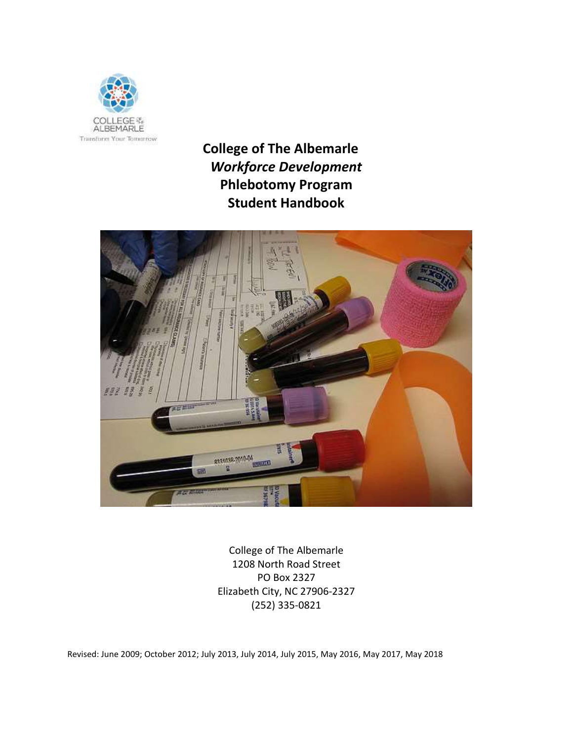COLLEGE OF THE ALBEMARLE

Transform Your Tomorrow

# College of The Albemarle
## *Workforce Development*
## Phlebotomy Program
## Student Handbook

College of The Albemarle
1208 North Road Street
PO Box 2327
Elizabeth City, NC 27906-2327
(252) 335-0821

Revised: June 2009; October 2012; July 2013, July 2014, July 2015, May 2016, May 2017, May 2018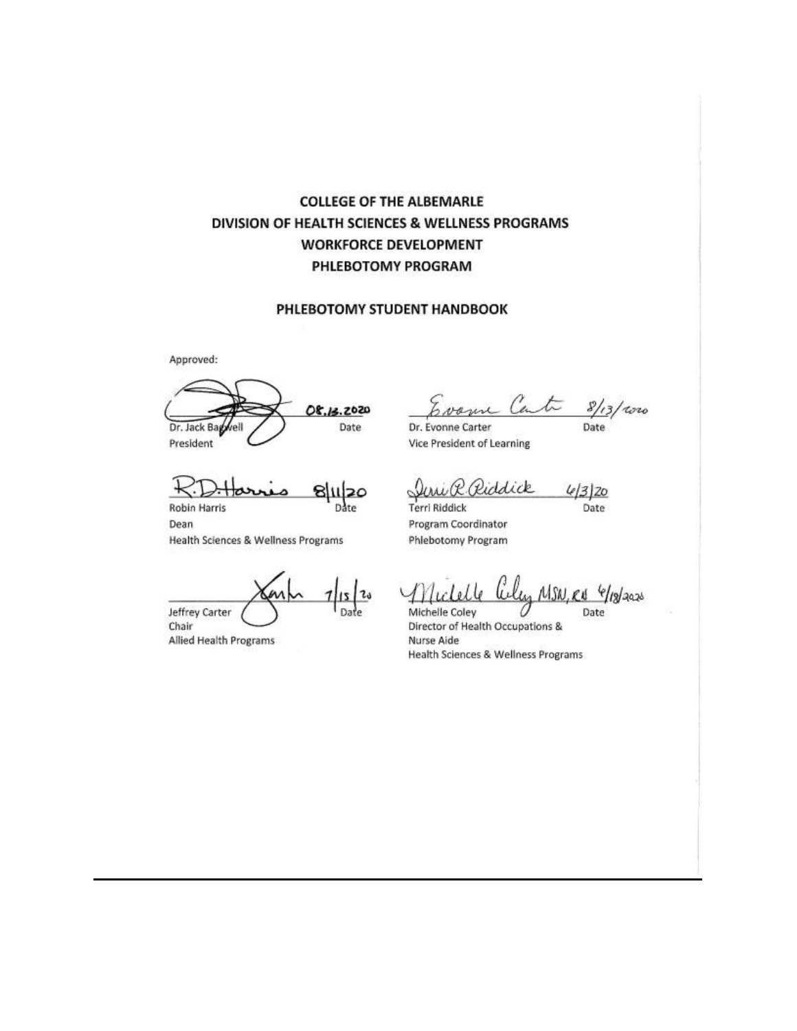# COLLEGE OF THE ALBEMARLE
# DIVISION OF HEALTH SCIENCES & WELLNESS PROGRAMS
# WORKFORCE DEVELOPMENT
# PHLEBOTOMY PROGRAM

## PHLEBOTOMY STUDENT HANDBOOK

Approved:

08.13.2020
Dr. Jack Bagwell — Date
President

8/13/2020
Dr. Evonne Carter — Date
Vice President of Learning

8/11/20
Robin Harris — Date
Dean
Health Sciences & Wellness Programs

6/3/20
Terri Riddick — Date
Program Coordinator
Phlebotomy Program

7/15/20
Jeffrey Carter — Date
Chair
Allied Health Programs

MSN, RN 6/18/2020
Michelle Coley — Date
Director of Health Occupations & Nurse Aide
Health Sciences & Wellness Programs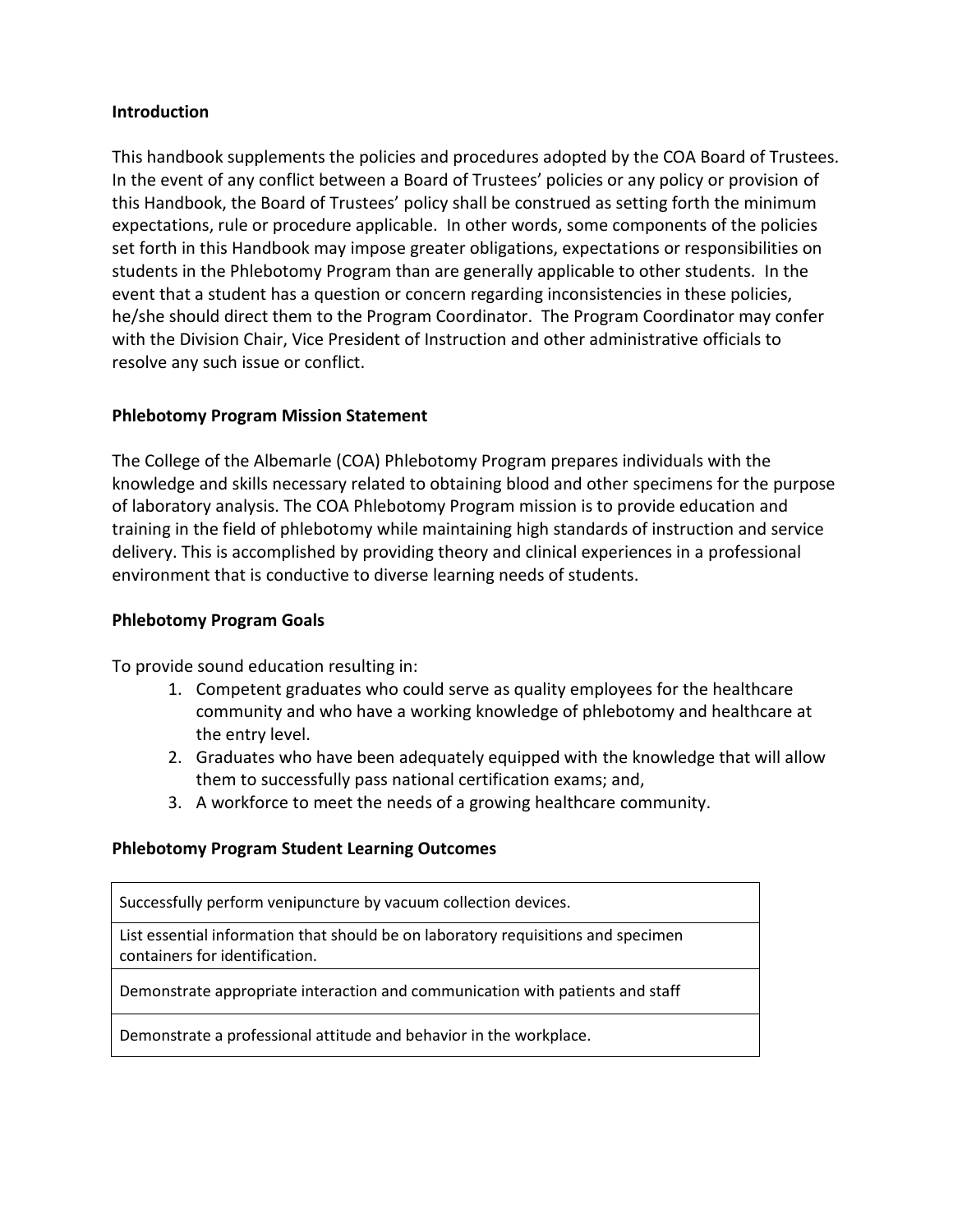**Introduction**

This handbook supplements the policies and procedures adopted by the COA Board of Trustees. In the event of any conflict between a Board of Trustees' policies or any policy or provision of this Handbook, the Board of Trustees' policy shall be construed as setting forth the minimum expectations, rule or procedure applicable. In other words, some components of the policies set forth in this Handbook may impose greater obligations, expectations or responsibilities on students in the Phlebotomy Program than are generally applicable to other students. In the event that a student has a question or concern regarding inconsistencies in these policies, he/she should direct them to the Program Coordinator. The Program Coordinator may confer with the Division Chair, Vice President of Instruction and other administrative officials to resolve any such issue or conflict.

**Phlebotomy Program Mission Statement**

The College of the Albemarle (COA) Phlebotomy Program prepares individuals with the knowledge and skills necessary related to obtaining blood and other specimens for the purpose of laboratory analysis. The COA Phlebotomy Program mission is to provide education and training in the field of phlebotomy while maintaining high standards of instruction and service delivery. This is accomplished by providing theory and clinical experiences in a professional environment that is conductive to diverse learning needs of students.

**Phlebotomy Program Goals**

To provide sound education resulting in:

1. Competent graduates who could serve as quality employees for the healthcare community and who have a working knowledge of phlebotomy and healthcare at the entry level.
2. Graduates who have been adequately equipped with the knowledge that will allow them to successfully pass national certification exams; and,
3. A workforce to meet the needs of a growing healthcare community.

**Phlebotomy Program Student Learning Outcomes**

| |
|---|
| Successfully perform venipuncture by vacuum collection devices. |
| List essential information that should be on laboratory requisitions and specimen containers for identification. |
| Demonstrate appropriate interaction and communication with patients and staff |
| Demonstrate a professional attitude and behavior in the workplace. |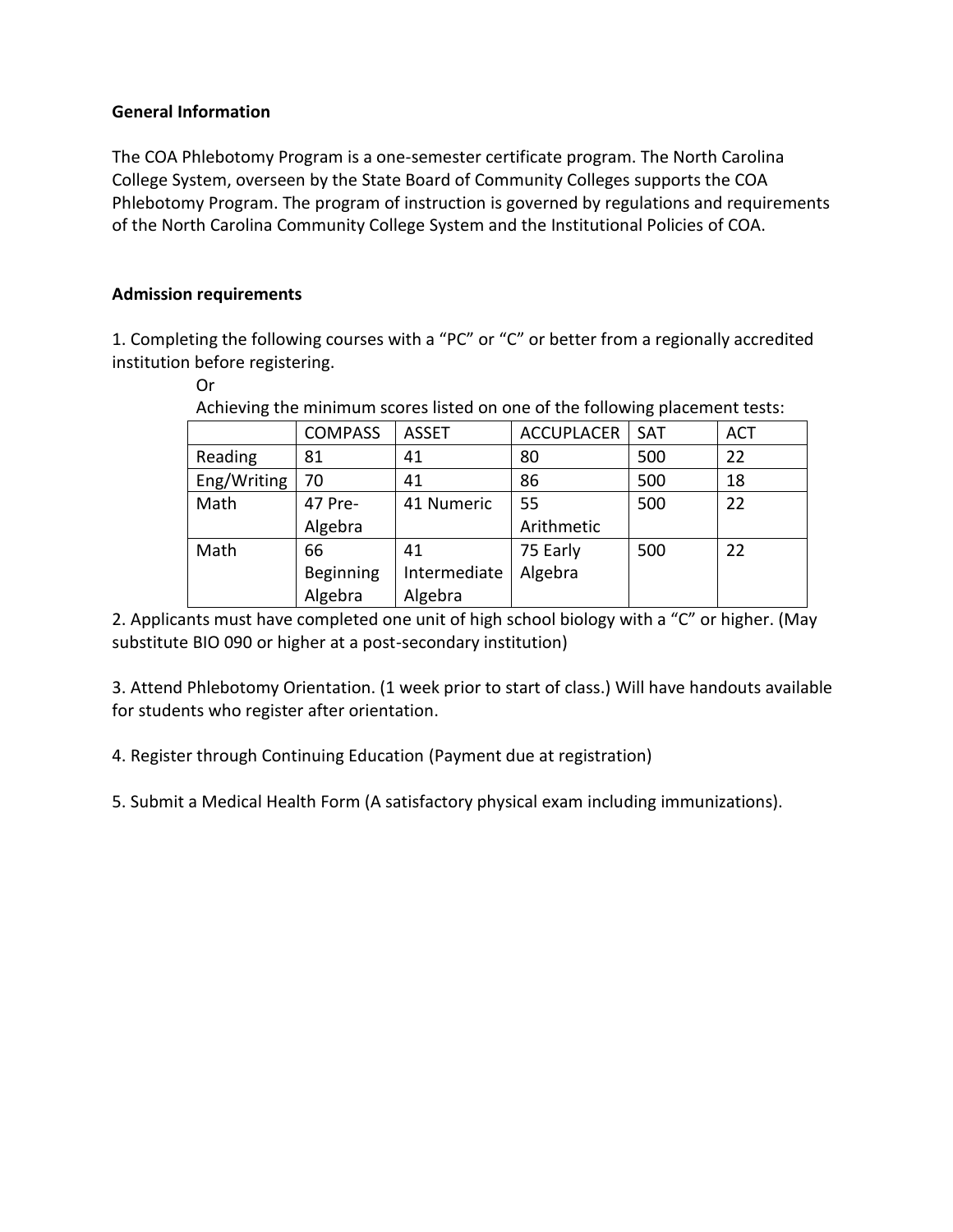**General Information**

The COA Phlebotomy Program is a one-semester certificate program. The North Carolina College System, overseen by the State Board of Community Colleges supports the COA Phlebotomy Program. The program of instruction is governed by regulations and requirements of the North Carolina Community College System and the Institutional Policies of COA.

**Admission requirements**

1. Completing the following courses with a "PC" or "C" or better from a regionally accredited institution before registering.

   Or

   Achieving the minimum scores listed on one of the following placement tests:

| | COMPASS | ASSET | ACCUPLACER | SAT | ACT |
|---|---|---|---|---|---|
| Reading | 81 | 41 | 80 | 500 | 22 |
| Eng/Writing | 70 | 41 | 86 | 500 | 18 |
| Math | 47 Pre-Algebra | 41 Numeric | 55 Arithmetic | 500 | 22 |
| Math | 66 Beginning Algebra | 41 Intermediate Algebra | 75 Early Algebra | 500 | 22 |

2. Applicants must have completed one unit of high school biology with a "C" or higher. (May substitute BIO 090 or higher at a post-secondary institution)

3. Attend Phlebotomy Orientation. (1 week prior to start of class.) Will have handouts available for students who register after orientation.

4. Register through Continuing Education (Payment due at registration)

5. Submit a Medical Health Form (A satisfactory physical exam including immunizations).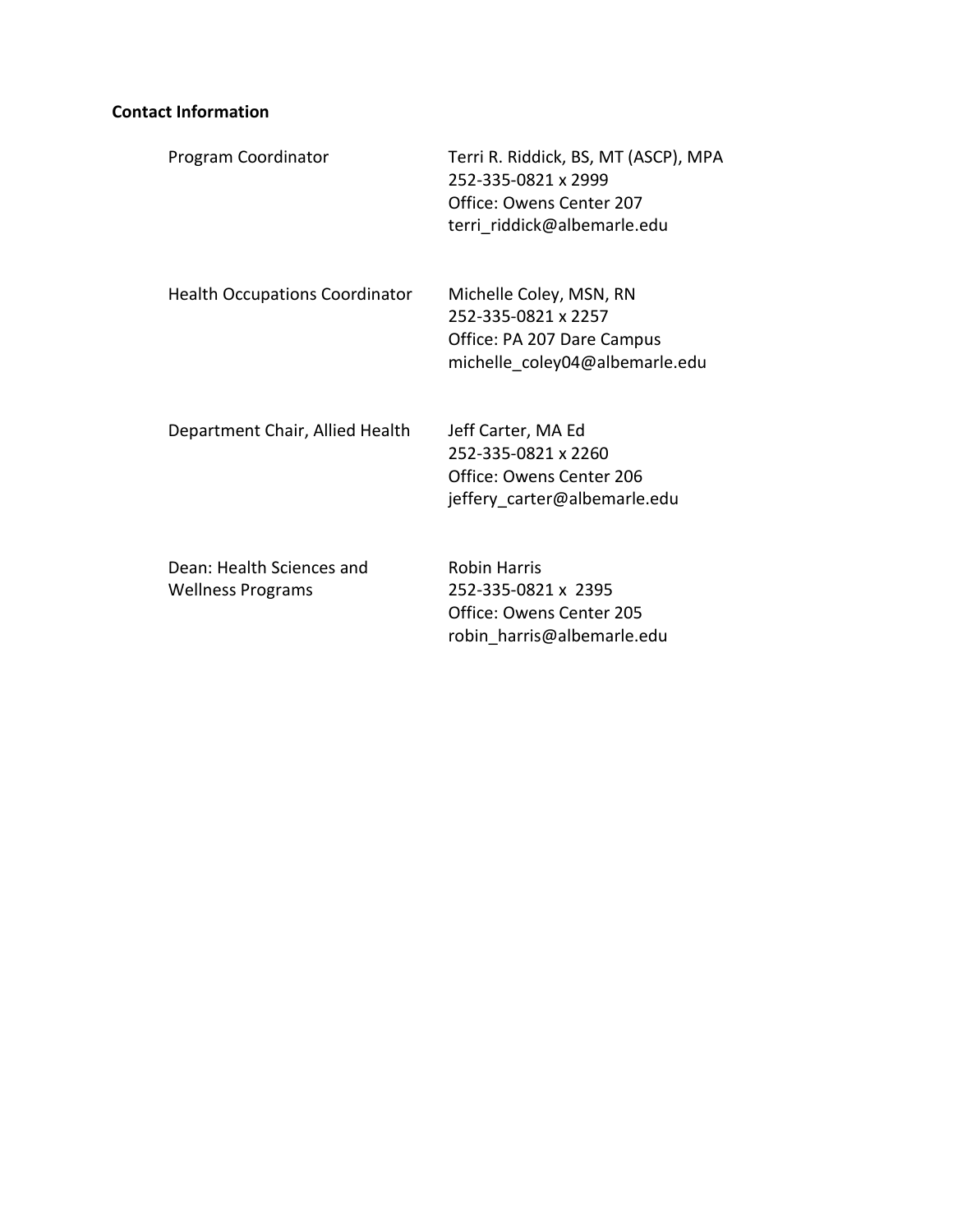**Contact Information**

| | |
|---|---|
| Program Coordinator | Terri R. Riddick, BS, MT (ASCP), MPA<br>252-335-0821 x 2999<br>Office: Owens Center 207<br>terri_riddick@albemarle.edu |
| Health Occupations Coordinator | Michelle Coley, MSN, RN<br>252-335-0821 x 2257<br>Office: PA 207 Dare Campus<br>michelle_coley04@albemarle.edu |
| Department Chair, Allied Health | Jeff Carter, MA Ed<br>252-335-0821 x 2260<br>Office: Owens Center 206<br>jeffery_carter@albemarle.edu |
| Dean: Health Sciences and Wellness Programs | Robin Harris<br>252-335-0821 x 2395<br>Office: Owens Center 205<br>robin_harris@albemarle.edu |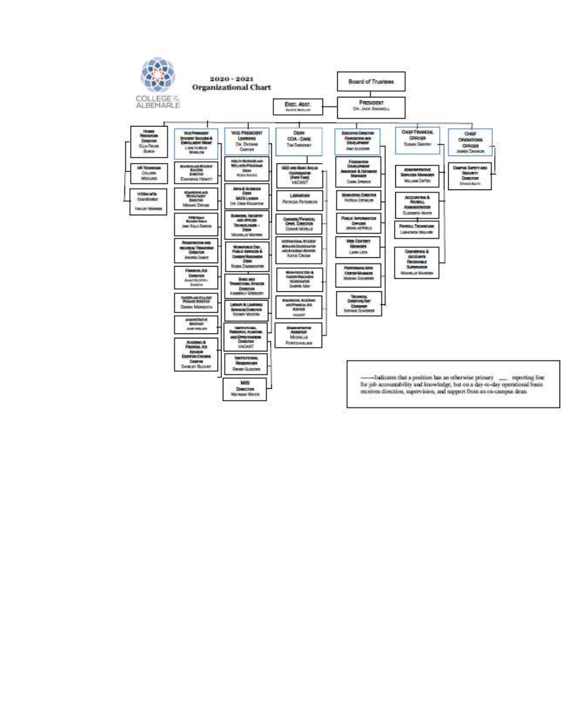# COLLEGE OF THE ALBEMARLE

## 2020 - 2021 Organizational Chart

**Board of Trustees**

**President** – Dr. Jack Bagwell

- **Exec. Asst.**

**Human Resources Director** – Ella Fields Bunch
- HR Technician – Colleen Woolard
- HR/Benefits Coordinator – Harley Warren

**Vice President Student Success & Enrollment Mgmt** – Lynn Hurdle-Winslow
- Advising and Student Success Director – Esmeralda Hewitt
- Admissions and Recruitment Director – Megan Deese
- RTP/Gallery Success Coach – Jane Ruiz Barton
- Registration and Records/Registrar Director – Andrea Gance
- Financial Aid Director – Angie Brothers-Dawson
- Career and College Promise Director – Dawn Meredith
- Administrative Assistant – Jane Fields
- Academic & Financial Aid Advisor Edenton-Chowan Campus – Shirley Blount

**Vice President Learning** – Dr. Dennis Carter
- Health Sciences and Wellness Programs Dean – Robin Harris
- Arts & Sciences Dean SACS Liaison – Dr. Dean Roughton
- Business, Industry and Applied Technologies – Dean – Michelle Waters
- Workforce Dev. Public Services & Career Readiness Dean – Robin Zinsmeister
- Basic and Transitional Studies Director – Kimberly Gregory
- Library & Learning Services Director – Robin Weston
- Institutional Research, Planning and Effectiveness Director – VACANT
- Institutional Researcher – Renee Gladden
- MIS Director – Waymon White

**Dean COA - Dare** – Tim Sweeney
- GED and Basic Skills Coordinator (Part-Time) – VACANT
- Librarian – Patricia Petersen
- Campus/Physical Oper. Director – Connie Mizelle
- International Student Services Coordinator and Academic Advisor – Katie Cross
- Workforce Dev. & Career Readiness Coordinator – Sherrie May
- Admissions, Academic and Financial Aid Advisor – VACANT
- Administrative Assistant – Michelle Portoukalian

**Executive Director Foundation and Development** – Amy Alcocer
- Foundation Development Assistant & Database Manager – Cara Spence
- Marketing Director – Patrick Detwiler
- Public Information Officer – Jessie Hatfield
- Web Content Manager – Lara Lita
- Performing Arts Center Manager – Mariah Schierer
- Technical Director/Set Designer – Nathan Schierer

**Chief Financial Officer** – Susan Gentry
- Administrative Services Manager – William DeFeo
- Accounting & Payroll Administrator – Elizabeth White
- Payroll Technician – Lashonda Walker
- Cashiering & Accounts Receivable Supervisor – Michelle Munden

**Chief Operations Officer** – James Davison
- Campus Safety and Security Director – Dennis Bath

---

——Indicates that a position has an otherwise primary ___ reporting line for job accountability and knowledge; but on a day-to-day operational basis receives direction, supervision, and support from an on-campus dean.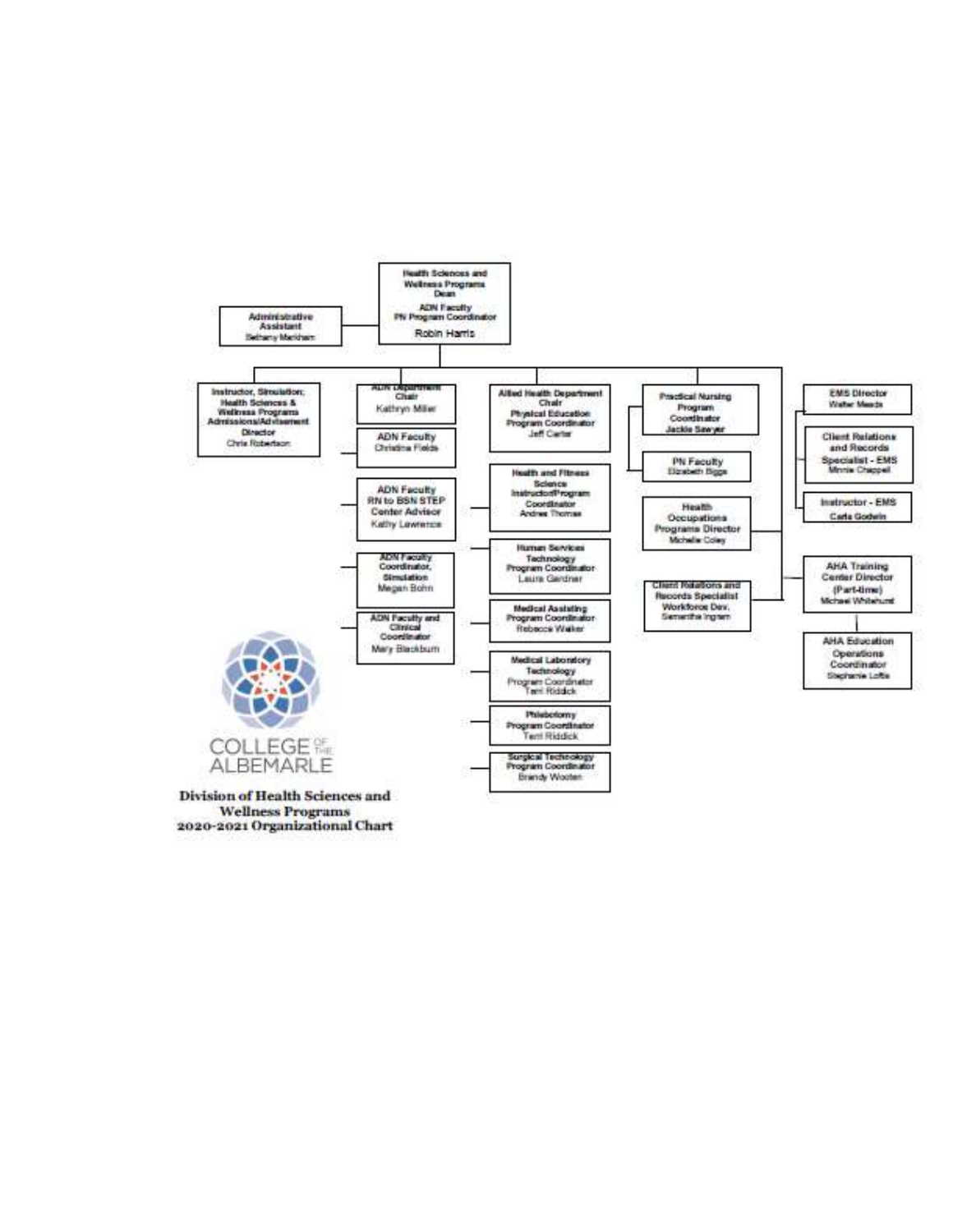Health Sciences and Wellness Programs Dean
ADN Faculty
PN Program Coordinator
Robin Harris

Administrative Assistant
Bethany Markham

Instructor, Simulation; Health Sciences & Wellness Programs Admissions/Advisement Director
Chris Robertson

ADN Department Chair
Kathryn Miller

ADN Faculty
Christina Fields

ADN Faculty
RN to BSN STEP Center Advisor
Kathy Lawrence

ADN Faculty Coordinator, Simulation
Megan Bohn

ADN Faculty and Clinical Coordinator
Mary Blackburn

Allied Health Department Chair
Physical Education Program Coordinator
Jeff Carter

Health and Fitness Science Instructor/Program Coordinator
Andrea Thomas

Human Services Technology Program Coordinator
Laura Gardner

Medical Assisting Program Coordinator
Rebecca Walker

Medical Laboratory Technology Program Coordinator
Terri Riddick

Phlebotomy Program Coordinator
Terri Riddick

Surgical Technology Program Coordinator
Brandy Wooten

Practical Nursing Program Coordinator
Jackie Sawyer

PN Faculty
Elizabeth Biggs

Health Occupations Programs Director
Michelle Coley

Client Relations and Records Specialist Workforce Dev.
Samantha Ingram

EMS Director
Walter Meads

Client Relations and Records Specialist - EMS
Minnie Chappell

Instructor - EMS
Carla Godwin

AHA Training Center Director (Part-time)
Michael Whitehurst

AHA Education Operations Coordinator
Stephanie Loftis

COLLEGE OF THE ALBEMARLE

**Division of Health Sciences and Wellness Programs**
**2020-2021 Organizational Chart**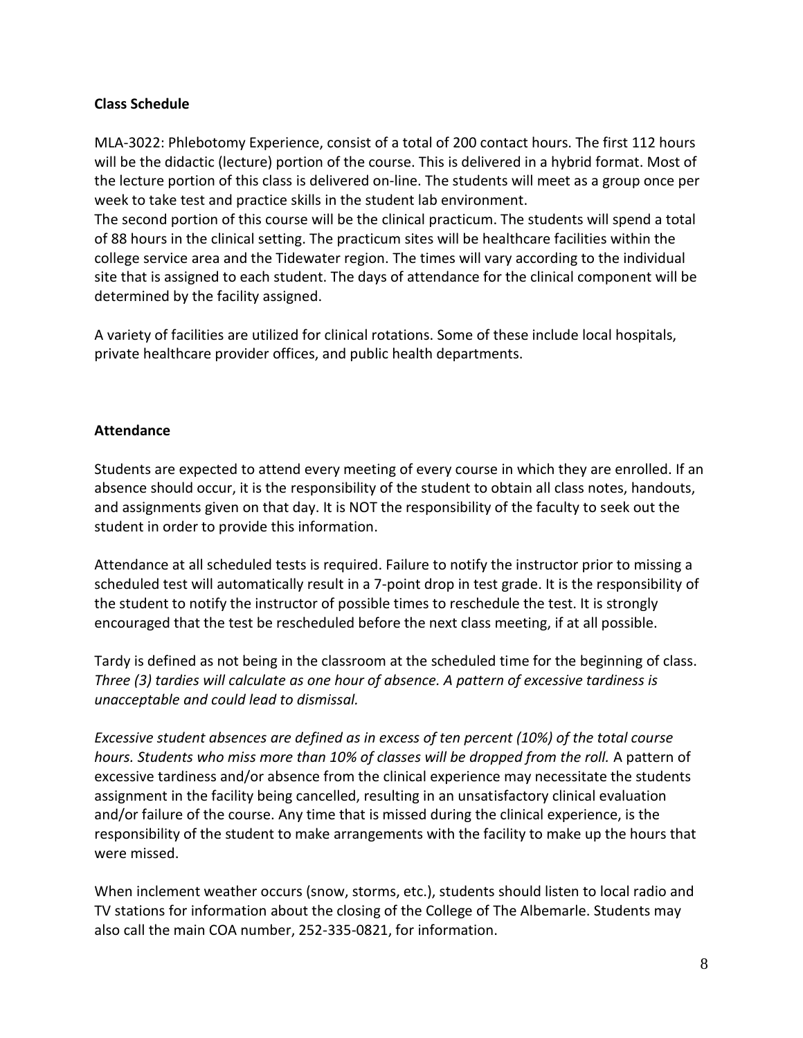**Class Schedule**

MLA-3022: Phlebotomy Experience, consist of a total of 200 contact hours. The first 112 hours will be the didactic (lecture) portion of the course. This is delivered in a hybrid format. Most of the lecture portion of this class is delivered on-line. The students will meet as a group once per week to take test and practice skills in the student lab environment.
The second portion of this course will be the clinical practicum. The students will spend a total of 88 hours in the clinical setting. The practicum sites will be healthcare facilities within the college service area and the Tidewater region. The times will vary according to the individual site that is assigned to each student. The days of attendance for the clinical component will be determined by the facility assigned.

A variety of facilities are utilized for clinical rotations. Some of these include local hospitals, private healthcare provider offices, and public health departments.

**Attendance**

Students are expected to attend every meeting of every course in which they are enrolled. If an absence should occur, it is the responsibility of the student to obtain all class notes, handouts, and assignments given on that day. It is NOT the responsibility of the faculty to seek out the student in order to provide this information.

Attendance at all scheduled tests is required. Failure to notify the instructor prior to missing a scheduled test will automatically result in a 7-point drop in test grade. It is the responsibility of the student to notify the instructor of possible times to reschedule the test. It is strongly encouraged that the test be rescheduled before the next class meeting, if at all possible.

Tardy is defined as not being in the classroom at the scheduled time for the beginning of class. *Three (3) tardies will calculate as one hour of absence. A pattern of excessive tardiness is unacceptable and could lead to dismissal.*

*Excessive student absences are defined as in excess of ten percent (10%) of the total course hours. Students who miss more than 10% of classes will be dropped from the roll.* A pattern of excessive tardiness and/or absence from the clinical experience may necessitate the students assignment in the facility being cancelled, resulting in an unsatisfactory clinical evaluation and/or failure of the course. Any time that is missed during the clinical experience, is the responsibility of the student to make arrangements with the facility to make up the hours that were missed.

When inclement weather occurs (snow, storms, etc.), students should listen to local radio and TV stations for information about the closing of the College of The Albemarle. Students may also call the main COA number, 252-335-0821, for information.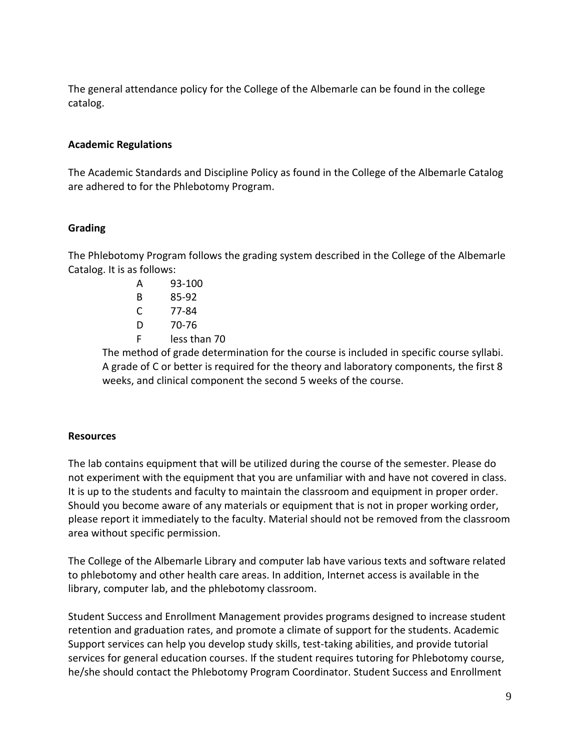The general attendance policy for the College of the Albemarle can be found in the college catalog.

**Academic Regulations**

The Academic Standards and Discipline Policy as found in the College of the Albemarle Catalog are adhered to for the Phlebotomy Program.

**Grading**

The Phlebotomy Program follows the grading system described in the College of the Albemarle Catalog. It is as follows:

| Grade | Range |
| --- | --- |
| A | 93-100 |
| B | 85-92 |
| C | 77-84 |
| D | 70-76 |
| F | less than 70 |

The method of grade determination for the course is included in specific course syllabi. A grade of C or better is required for the theory and laboratory components, the first 8 weeks, and clinical component the second 5 weeks of the course.

**Resources**

The lab contains equipment that will be utilized during the course of the semester. Please do not experiment with the equipment that you are unfamiliar with and have not covered in class. It is up to the students and faculty to maintain the classroom and equipment in proper order. Should you become aware of any materials or equipment that is not in proper working order, please report it immediately to the faculty. Material should not be removed from the classroom area without specific permission.

The College of the Albemarle Library and computer lab have various texts and software related to phlebotomy and other health care areas. In addition, Internet access is available in the library, computer lab, and the phlebotomy classroom.

Student Success and Enrollment Management provides programs designed to increase student retention and graduation rates, and promote a climate of support for the students. Academic Support services can help you develop study skills, test-taking abilities, and provide tutorial services for general education courses. If the student requires tutoring for Phlebotomy course, he/she should contact the Phlebotomy Program Coordinator. Student Success and Enrollment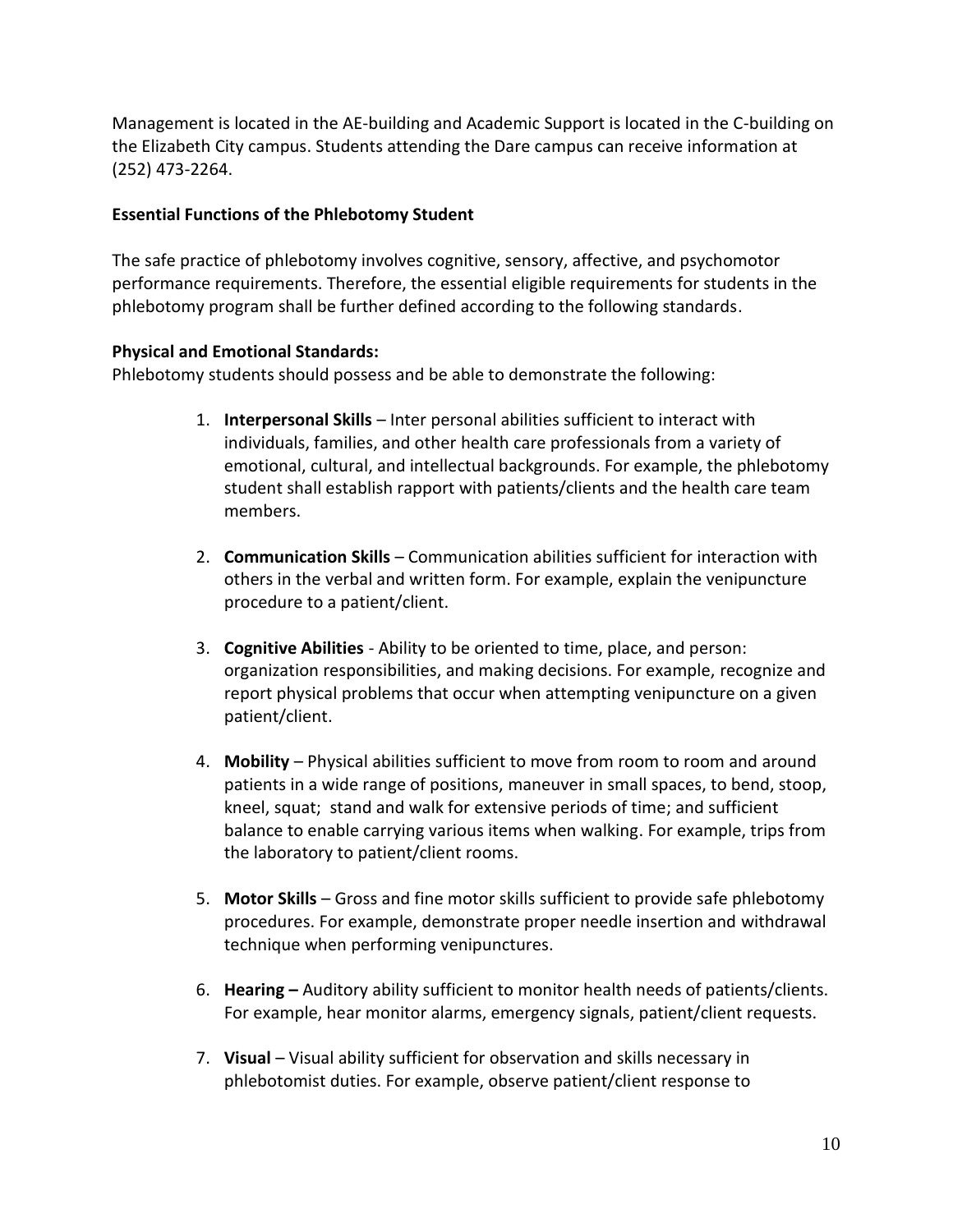Management is located in the AE-building and Academic Support is located in the C-building on the Elizabeth City campus. Students attending the Dare campus can receive information at (252) 473-2264.

**Essential Functions of the Phlebotomy Student**

The safe practice of phlebotomy involves cognitive, sensory, affective, and psychomotor performance requirements. Therefore, the essential eligible requirements for students in the phlebotomy program shall be further defined according to the following standards.

**Physical and Emotional Standards:**
Phlebotomy students should possess and be able to demonstrate the following:

1. **Interpersonal Skills** – Inter personal abilities sufficient to interact with individuals, families, and other health care professionals from a variety of emotional, cultural, and intellectual backgrounds. For example, the phlebotomy student shall establish rapport with patients/clients and the health care team members.

2. **Communication Skills** – Communication abilities sufficient for interaction with others in the verbal and written form. For example, explain the venipuncture procedure to a patient/client.

3. **Cognitive Abilities** - Ability to be oriented to time, place, and person: organization responsibilities, and making decisions. For example, recognize and report physical problems that occur when attempting venipuncture on a given patient/client.

4. **Mobility** – Physical abilities sufficient to move from room to room and around patients in a wide range of positions, maneuver in small spaces, to bend, stoop, kneel, squat; stand and walk for extensive periods of time; and sufficient balance to enable carrying various items when walking. For example, trips from the laboratory to patient/client rooms.

5. **Motor Skills** – Gross and fine motor skills sufficient to provide safe phlebotomy procedures. For example, demonstrate proper needle insertion and withdrawal technique when performing venipunctures.

6. **Hearing –** Auditory ability sufficient to monitor health needs of patients/clients. For example, hear monitor alarms, emergency signals, patient/client requests.

7. **Visual** – Visual ability sufficient for observation and skills necessary in phlebotomist duties. For example, observe patient/client response to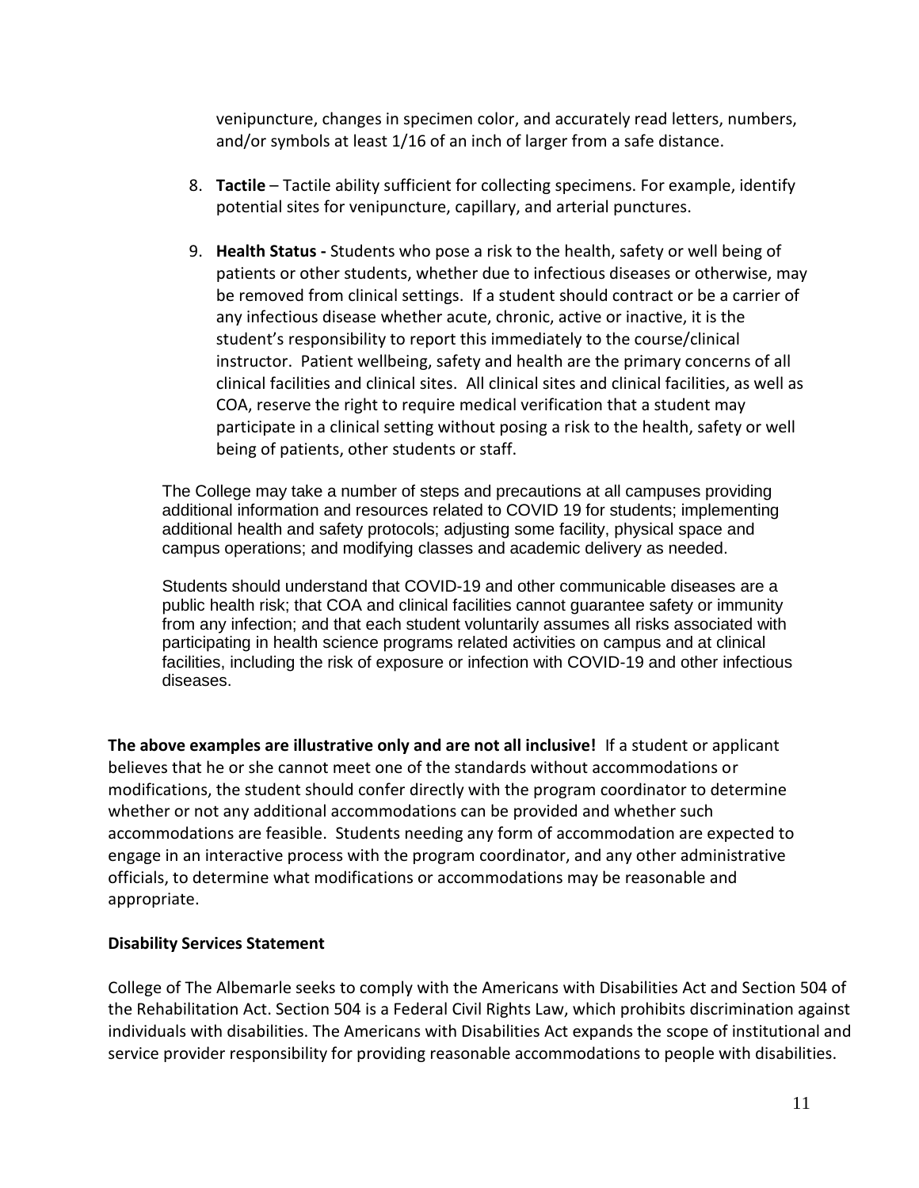venipuncture, changes in specimen color, and accurately read letters, numbers, and/or symbols at least 1/16 of an inch of larger from a safe distance.

8. **Tactile** – Tactile ability sufficient for collecting specimens. For example, identify potential sites for venipuncture, capillary, and arterial punctures.

9. **Health Status -** Students who pose a risk to the health, safety or well being of patients or other students, whether due to infectious diseases or otherwise, may be removed from clinical settings. If a student should contract or be a carrier of any infectious disease whether acute, chronic, active or inactive, it is the student's responsibility to report this immediately to the course/clinical instructor. Patient wellbeing, safety and health are the primary concerns of all clinical facilities and clinical sites. All clinical sites and clinical facilities, as well as COA, reserve the right to require medical verification that a student may participate in a clinical setting without posing a risk to the health, safety or well being of patients, other students or staff.

The College may take a number of steps and precautions at all campuses providing additional information and resources related to COVID 19 for students; implementing additional health and safety protocols; adjusting some facility, physical space and campus operations; and modifying classes and academic delivery as needed.

Students should understand that COVID-19 and other communicable diseases are a public health risk; that COA and clinical facilities cannot guarantee safety or immunity from any infection; and that each student voluntarily assumes all risks associated with participating in health science programs related activities on campus and at clinical facilities, including the risk of exposure or infection with COVID-19 and other infectious diseases.

**The above examples are illustrative only and are not all inclusive!** If a student or applicant believes that he or she cannot meet one of the standards without accommodations or modifications, the student should confer directly with the program coordinator to determine whether or not any additional accommodations can be provided and whether such accommodations are feasible. Students needing any form of accommodation are expected to engage in an interactive process with the program coordinator, and any other administrative officials, to determine what modifications or accommodations may be reasonable and appropriate.

**Disability Services Statement**

College of The Albemarle seeks to comply with the Americans with Disabilities Act and Section 504 of the Rehabilitation Act. Section 504 is a Federal Civil Rights Law, which prohibits discrimination against individuals with disabilities. The Americans with Disabilities Act expands the scope of institutional and service provider responsibility for providing reasonable accommodations to people with disabilities.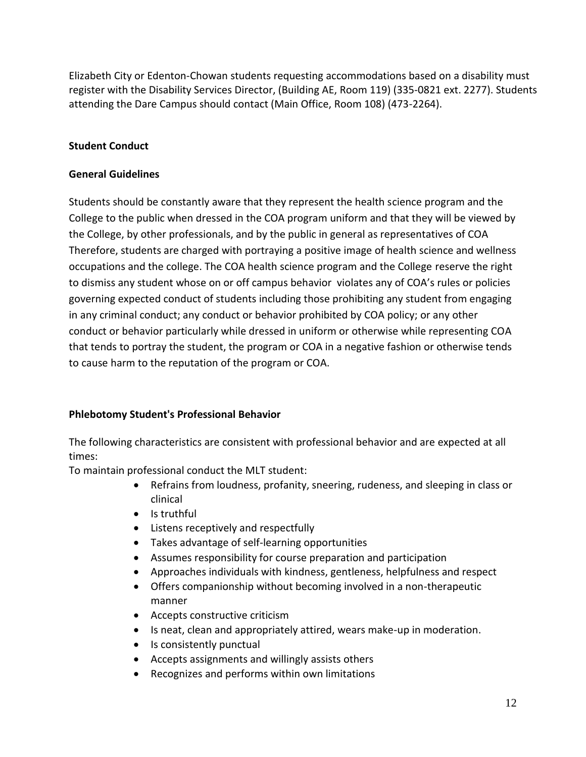Elizabeth City or Edenton-Chowan students requesting accommodations based on a disability must register with the Disability Services Director, (Building AE, Room 119) (335-0821 ext. 2277). Students attending the Dare Campus should contact (Main Office, Room 108) (473-2264).

## Student Conduct

### General Guidelines

Students should be constantly aware that they represent the health science program and the College to the public when dressed in the COA program uniform and that they will be viewed by the College, by other professionals, and by the public in general as representatives of COA Therefore, students are charged with portraying a positive image of health science and wellness occupations and the college. The COA health science program and the College reserve the right to dismiss any student whose on or off campus behavior violates any of COA's rules or policies governing expected conduct of students including those prohibiting any student from engaging in any criminal conduct; any conduct or behavior prohibited by COA policy; or any other conduct or behavior particularly while dressed in uniform or otherwise while representing COA that tends to portray the student, the program or COA in a negative fashion or otherwise tends to cause harm to the reputation of the program or COA.

### Phlebotomy Student's Professional Behavior

The following characteristics are consistent with professional behavior and are expected at all times:

To maintain professional conduct the MLT student:

- Refrains from loudness, profanity, sneering, rudeness, and sleeping in class or clinical
- Is truthful
- Listens receptively and respectfully
- Takes advantage of self-learning opportunities
- Assumes responsibility for course preparation and participation
- Approaches individuals with kindness, gentleness, helpfulness and respect
- Offers companionship without becoming involved in a non-therapeutic manner
- Accepts constructive criticism
- Is neat, clean and appropriately attired, wears make-up in moderation.
- Is consistently punctual
- Accepts assignments and willingly assists others
- Recognizes and performs within own limitations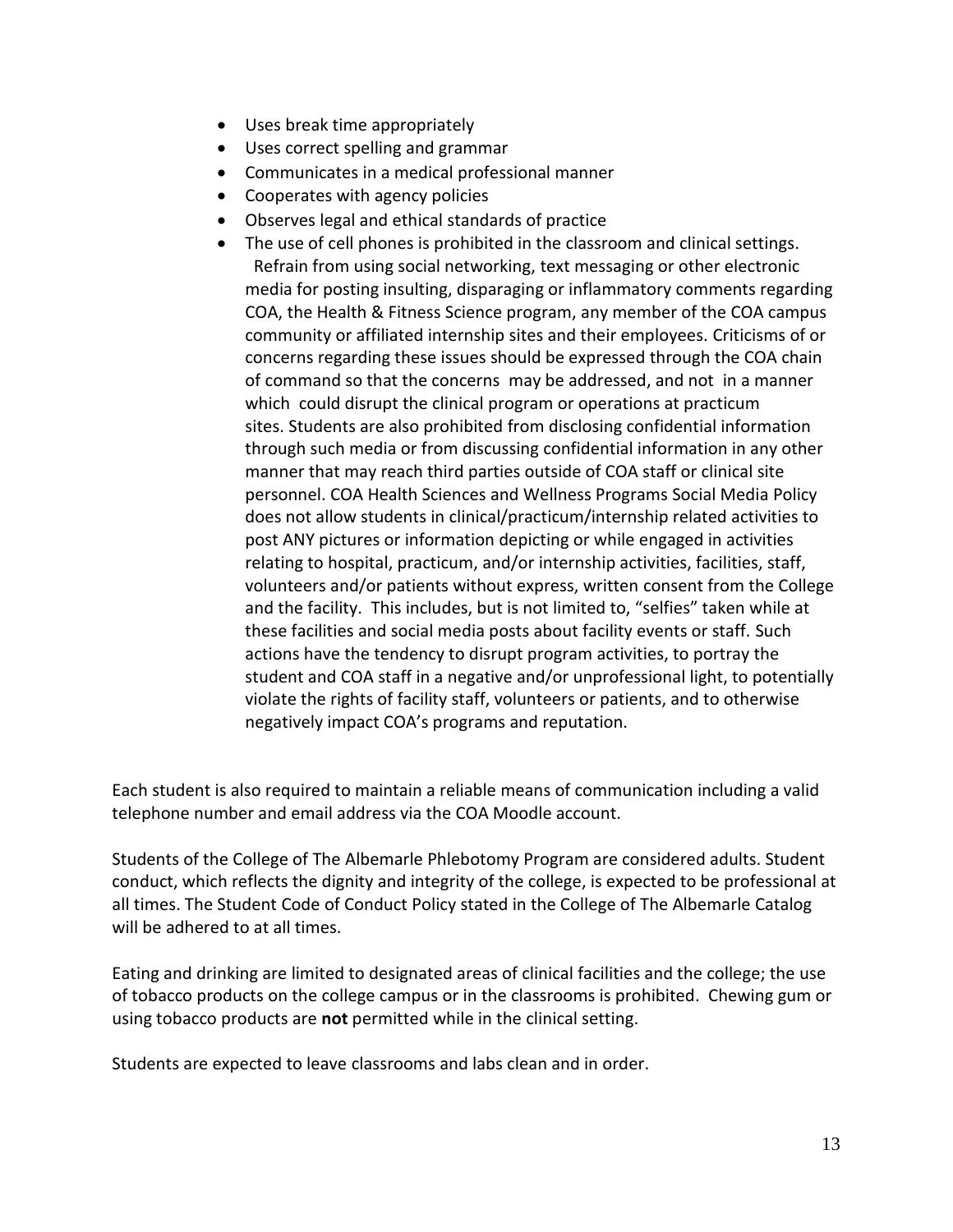- Uses break time appropriately
- Uses correct spelling and grammar
- Communicates in a medical professional manner
- Cooperates with agency policies
- Observes legal and ethical standards of practice
- The use of cell phones is prohibited in the classroom and clinical settings. Refrain from using social networking, text messaging or other electronic media for posting insulting, disparaging or inflammatory comments regarding COA, the Health & Fitness Science program, any member of the COA campus community or affiliated internship sites and their employees. Criticisms of or concerns regarding these issues should be expressed through the COA chain of command so that the concerns may be addressed, and not in a manner which could disrupt the clinical program or operations at practicum sites. Students are also prohibited from disclosing confidential information through such media or from discussing confidential information in any other manner that may reach third parties outside of COA staff or clinical site personnel. COA Health Sciences and Wellness Programs Social Media Policy does not allow students in clinical/practicum/internship related activities to post ANY pictures or information depicting or while engaged in activities relating to hospital, practicum, and/or internship activities, facilities, staff, volunteers and/or patients without express, written consent from the College and the facility. This includes, but is not limited to, "selfies" taken while at these facilities and social media posts about facility events or staff. Such actions have the tendency to disrupt program activities, to portray the student and COA staff in a negative and/or unprofessional light, to potentially violate the rights of facility staff, volunteers or patients, and to otherwise negatively impact COA's programs and reputation.

Each student is also required to maintain a reliable means of communication including a valid telephone number and email address via the COA Moodle account.

Students of the College of The Albemarle Phlebotomy Program are considered adults. Student conduct, which reflects the dignity and integrity of the college, is expected to be professional at all times. The Student Code of Conduct Policy stated in the College of The Albemarle Catalog will be adhered to at all times.

Eating and drinking are limited to designated areas of clinical facilities and the college; the use of tobacco products on the college campus or in the classrooms is prohibited. Chewing gum or using tobacco products are **not** permitted while in the clinical setting.

Students are expected to leave classrooms and labs clean and in order.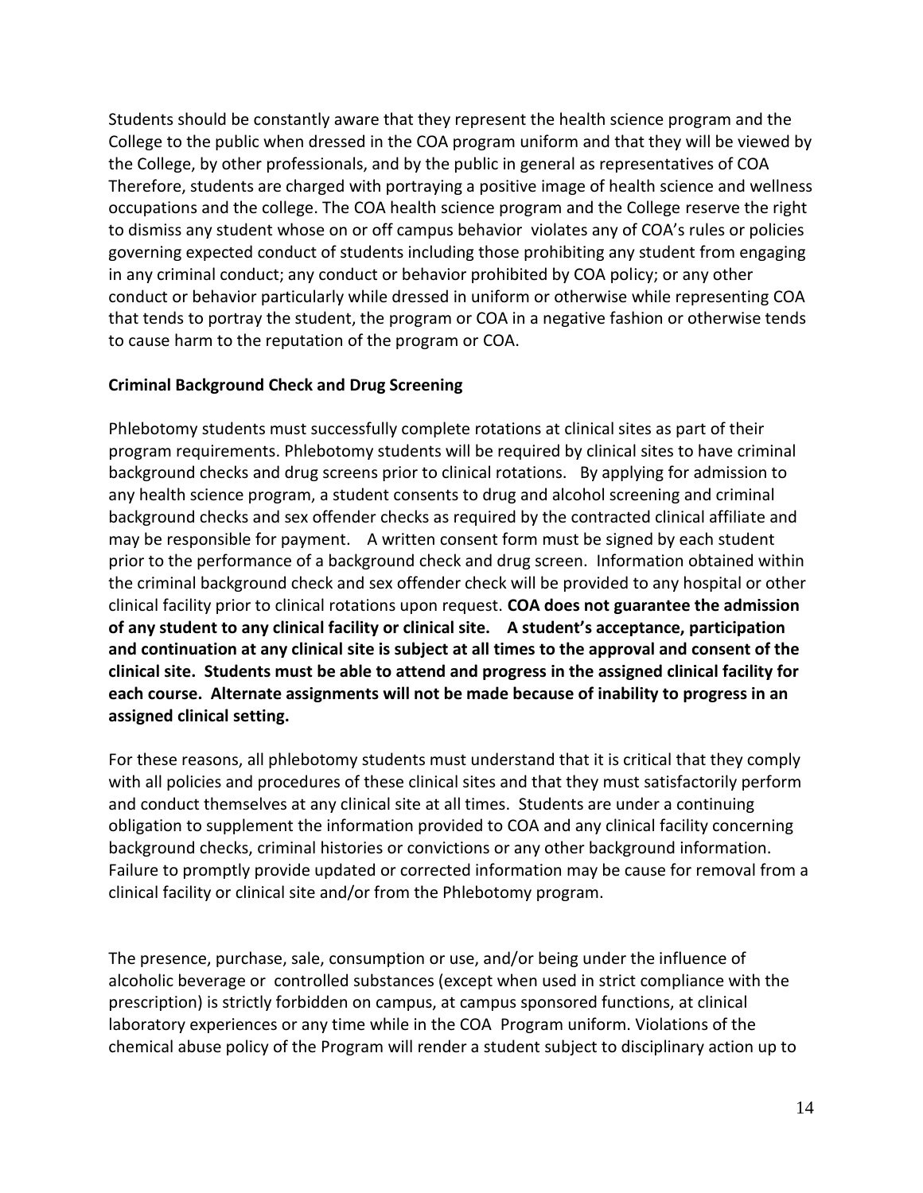Students should be constantly aware that they represent the health science program and the College to the public when dressed in the COA program uniform and that they will be viewed by the College, by other professionals, and by the public in general as representatives of COA Therefore, students are charged with portraying a positive image of health science and wellness occupations and the college. The COA health science program and the College reserve the right to dismiss any student whose on or off campus behavior violates any of COA's rules or policies governing expected conduct of students including those prohibiting any student from engaging in any criminal conduct; any conduct or behavior prohibited by COA policy; or any other conduct or behavior particularly while dressed in uniform or otherwise while representing COA that tends to portray the student, the program or COA in a negative fashion or otherwise tends to cause harm to the reputation of the program or COA.

**Criminal Background Check and Drug Screening**

Phlebotomy students must successfully complete rotations at clinical sites as part of their program requirements. Phlebotomy students will be required by clinical sites to have criminal background checks and drug screens prior to clinical rotations. By applying for admission to any health science program, a student consents to drug and alcohol screening and criminal background checks and sex offender checks as required by the contracted clinical affiliate and may be responsible for payment. A written consent form must be signed by each student prior to the performance of a background check and drug screen. Information obtained within the criminal background check and sex offender check will be provided to any hospital or other clinical facility prior to clinical rotations upon request. **COA does not guarantee the admission of any student to any clinical facility or clinical site. A student's acceptance, participation and continuation at any clinical site is subject at all times to the approval and consent of the clinical site. Students must be able to attend and progress in the assigned clinical facility for each course. Alternate assignments will not be made because of inability to progress in an assigned clinical setting.**

For these reasons, all phlebotomy students must understand that it is critical that they comply with all policies and procedures of these clinical sites and that they must satisfactorily perform and conduct themselves at any clinical site at all times. Students are under a continuing obligation to supplement the information provided to COA and any clinical facility concerning background checks, criminal histories or convictions or any other background information. Failure to promptly provide updated or corrected information may be cause for removal from a clinical facility or clinical site and/or from the Phlebotomy program.

The presence, purchase, sale, consumption or use, and/or being under the influence of alcoholic beverage or controlled substances (except when used in strict compliance with the prescription) is strictly forbidden on campus, at campus sponsored functions, at clinical laboratory experiences or any time while in the COA Program uniform. Violations of the chemical abuse policy of the Program will render a student subject to disciplinary action up to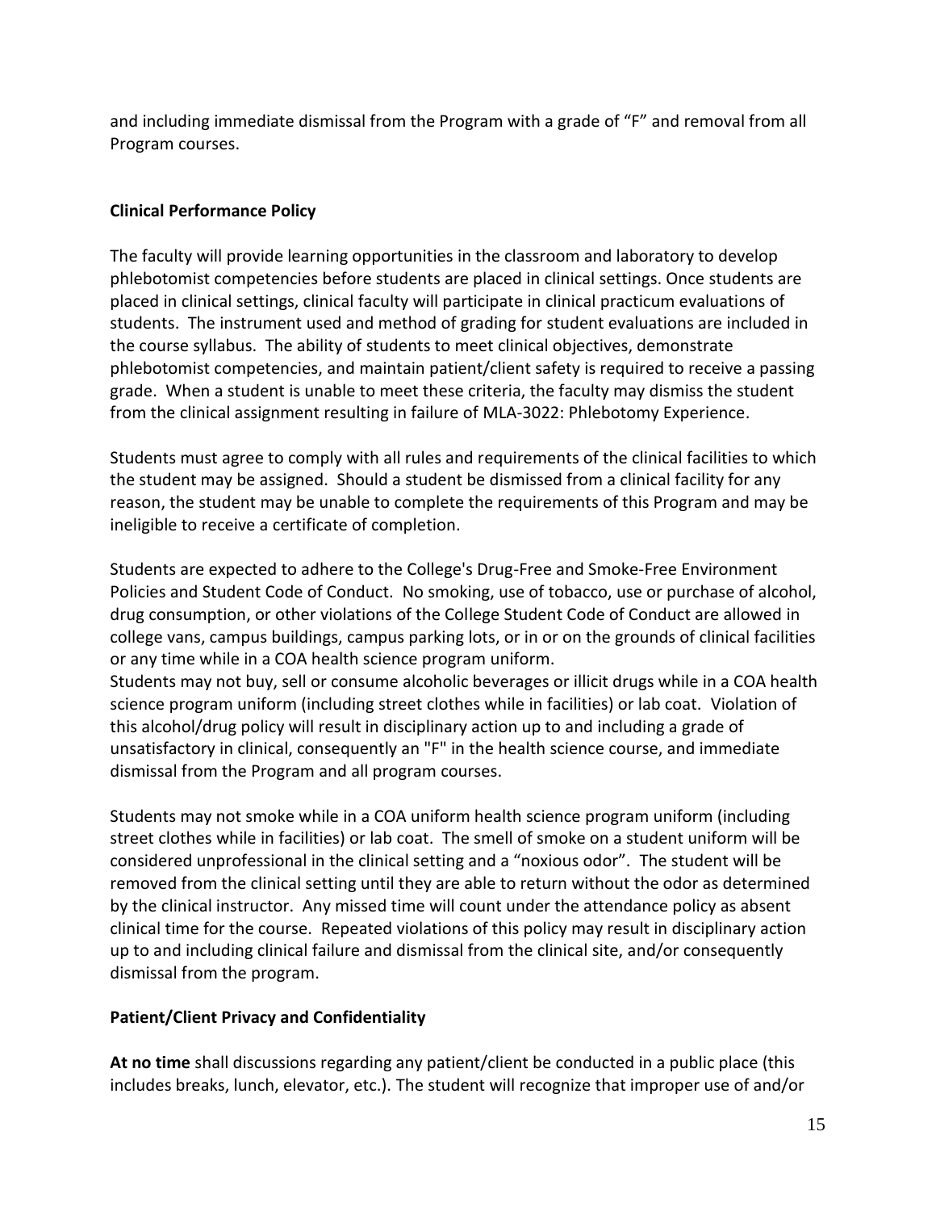and including immediate dismissal from the Program with a grade of "F" and removal from all Program courses.

**Clinical Performance Policy**

The faculty will provide learning opportunities in the classroom and laboratory to develop phlebotomist competencies before students are placed in clinical settings. Once students are placed in clinical settings, clinical faculty will participate in clinical practicum evaluations of students. The instrument used and method of grading for student evaluations are included in the course syllabus. The ability of students to meet clinical objectives, demonstrate phlebotomist competencies, and maintain patient/client safety is required to receive a passing grade. When a student is unable to meet these criteria, the faculty may dismiss the student from the clinical assignment resulting in failure of MLA-3022: Phlebotomy Experience.

Students must agree to comply with all rules and requirements of the clinical facilities to which the student may be assigned. Should a student be dismissed from a clinical facility for any reason, the student may be unable to complete the requirements of this Program and may be ineligible to receive a certificate of completion.

Students are expected to adhere to the College's Drug-Free and Smoke-Free Environment Policies and Student Code of Conduct. No smoking, use of tobacco, use or purchase of alcohol, drug consumption, or other violations of the College Student Code of Conduct are allowed in college vans, campus buildings, campus parking lots, or in or on the grounds of clinical facilities or any time while in a COA health science program uniform.
Students may not buy, sell or consume alcoholic beverages or illicit drugs while in a COA health science program uniform (including street clothes while in facilities) or lab coat. Violation of this alcohol/drug policy will result in disciplinary action up to and including a grade of unsatisfactory in clinical, consequently an "F" in the health science course, and immediate dismissal from the Program and all program courses.

Students may not smoke while in a COA uniform health science program uniform (including street clothes while in facilities) or lab coat. The smell of smoke on a student uniform will be considered unprofessional in the clinical setting and a "noxious odor". The student will be removed from the clinical setting until they are able to return without the odor as determined by the clinical instructor. Any missed time will count under the attendance policy as absent clinical time for the course. Repeated violations of this policy may result in disciplinary action up to and including clinical failure and dismissal from the clinical site, and/or consequently dismissal from the program.

**Patient/Client Privacy and Confidentiality**

**At no time** shall discussions regarding any patient/client be conducted in a public place (this includes breaks, lunch, elevator, etc.). The student will recognize that improper use of and/or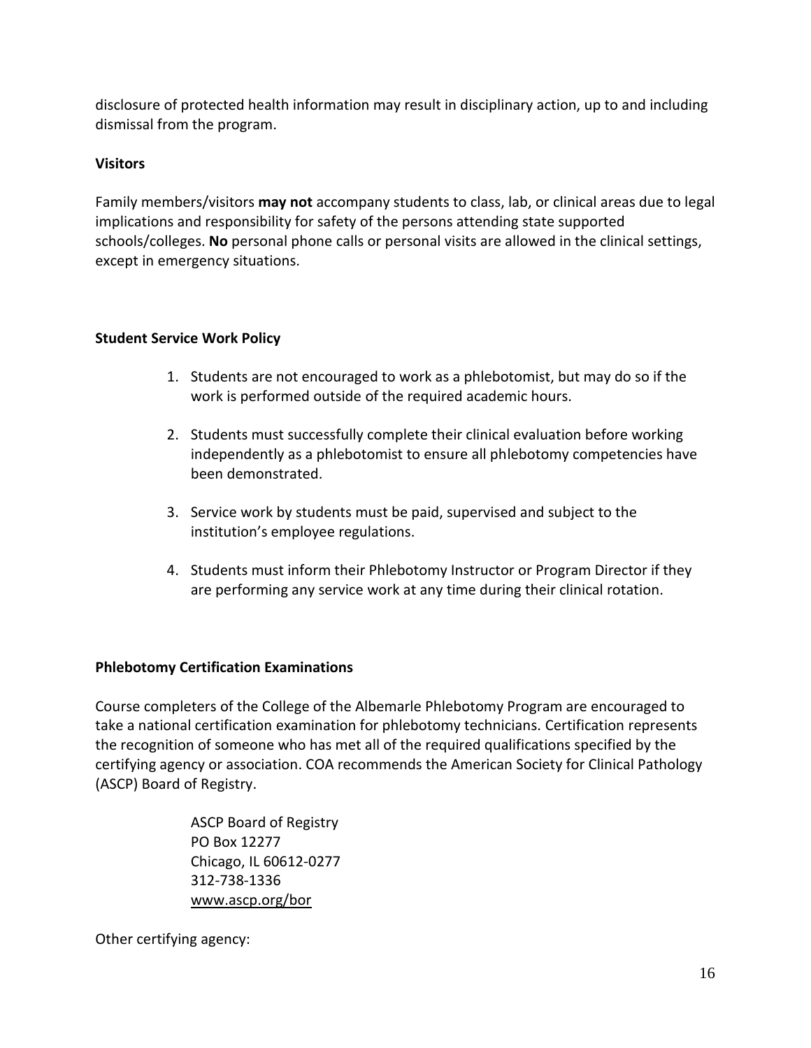disclosure of protected health information may result in disciplinary action, up to and including dismissal from the program.

### Visitors

Family members/visitors **may not** accompany students to class, lab, or clinical areas due to legal implications and responsibility for safety of the persons attending state supported schools/colleges. **No** personal phone calls or personal visits are allowed in the clinical settings, except in emergency situations.

### Student Service Work Policy

1. Students are not encouraged to work as a phlebotomist, but may do so if the work is performed outside of the required academic hours.
2. Students must successfully complete their clinical evaluation before working independently as a phlebotomist to ensure all phlebotomy competencies have been demonstrated.
3. Service work by students must be paid, supervised and subject to the institution's employee regulations.
4. Students must inform their Phlebotomy Instructor or Program Director if they are performing any service work at any time during their clinical rotation.

### Phlebotomy Certification Examinations

Course completers of the College of the Albemarle Phlebotomy Program are encouraged to take a national certification examination for phlebotomy technicians. Certification represents the recognition of someone who has met all of the required qualifications specified by the certifying agency or association. COA recommends the American Society for Clinical Pathology (ASCP) Board of Registry.

ASCP Board of Registry
PO Box 12277
Chicago, IL 60612-0277
312-738-1336
www.ascp.org/bor

Other certifying agency: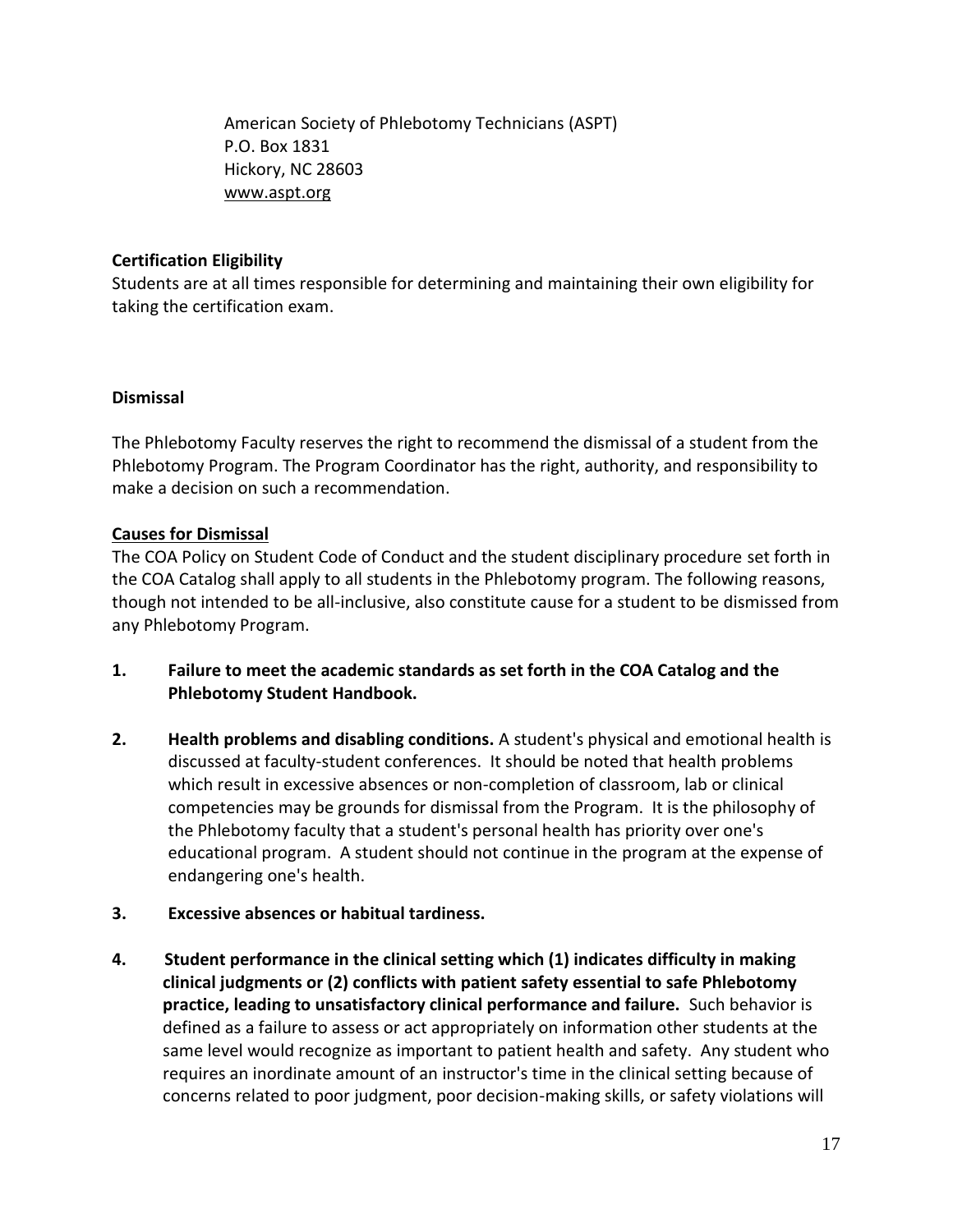American Society of Phlebotomy Technicians (ASPT)
P.O. Box 1831
Hickory, NC 28603
www.aspt.org

**Certification Eligibility**

Students are at all times responsible for determining and maintaining their own eligibility for taking the certification exam.

**Dismissal**

The Phlebotomy Faculty reserves the right to recommend the dismissal of a student from the Phlebotomy Program. The Program Coordinator has the right, authority, and responsibility to make a decision on such a recommendation.

**Causes for Dismissal**

The COA Policy on Student Code of Conduct and the student disciplinary procedure set forth in the COA Catalog shall apply to all students in the Phlebotomy program. The following reasons, though not intended to be all-inclusive, also constitute cause for a student to be dismissed from any Phlebotomy Program.

1. **Failure to meet the academic standards as set forth in the COA Catalog and the Phlebotomy Student Handbook.**

2. **Health problems and disabling conditions.** A student's physical and emotional health is discussed at faculty-student conferences. It should be noted that health problems which result in excessive absences or non-completion of classroom, lab or clinical competencies may be grounds for dismissal from the Program. It is the philosophy of the Phlebotomy faculty that a student's personal health has priority over one's educational program. A student should not continue in the program at the expense of endangering one's health.

3. **Excessive absences or habitual tardiness.**

4. **Student performance in the clinical setting which (1) indicates difficulty in making clinical judgments or (2) conflicts with patient safety essential to safe Phlebotomy practice, leading to unsatisfactory clinical performance and failure.** Such behavior is defined as a failure to assess or act appropriately on information other students at the same level would recognize as important to patient health and safety. Any student who requires an inordinate amount of an instructor's time in the clinical setting because of concerns related to poor judgment, poor decision-making skills, or safety violations will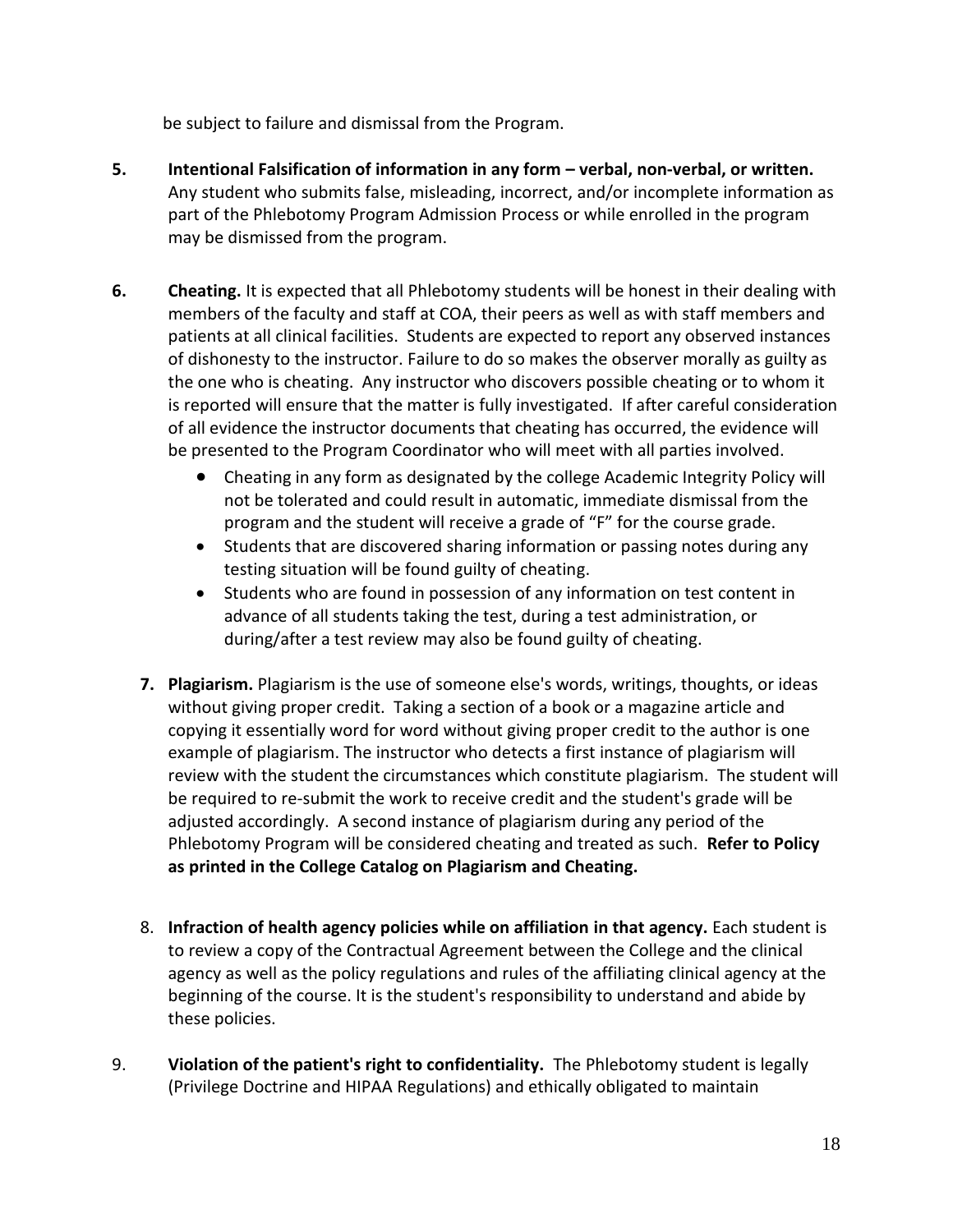be subject to failure and dismissal from the Program.

5. **Intentional Falsification of information in any form – verbal, non-verbal, or written.** Any student who submits false, misleading, incorrect, and/or incomplete information as part of the Phlebotomy Program Admission Process or while enrolled in the program may be dismissed from the program.

6. **Cheating.** It is expected that all Phlebotomy students will be honest in their dealing with members of the faculty and staff at COA, their peers as well as with staff members and patients at all clinical facilities. Students are expected to report any observed instances of dishonesty to the instructor. Failure to do so makes the observer morally as guilty as the one who is cheating. Any instructor who discovers possible cheating or to whom it is reported will ensure that the matter is fully investigated. If after careful consideration of all evidence the instructor documents that cheating has occurred, the evidence will be presented to the Program Coordinator who will meet with all parties involved.
   - Cheating in any form as designated by the college Academic Integrity Policy will not be tolerated and could result in automatic, immediate dismissal from the program and the student will receive a grade of "F" for the course grade.
   - Students that are discovered sharing information or passing notes during any testing situation will be found guilty of cheating.
   - Students who are found in possession of any information on test content in advance of all students taking the test, during a test administration, or during/after a test review may also be found guilty of cheating.

7. **Plagiarism.** Plagiarism is the use of someone else's words, writings, thoughts, or ideas without giving proper credit. Taking a section of a book or a magazine article and copying it essentially word for word without giving proper credit to the author is one example of plagiarism. The instructor who detects a first instance of plagiarism will review with the student the circumstances which constitute plagiarism. The student will be required to re-submit the work to receive credit and the student's grade will be adjusted accordingly. A second instance of plagiarism during any period of the Phlebotomy Program will be considered cheating and treated as such. **Refer to Policy as printed in the College Catalog on Plagiarism and Cheating.**

8. **Infraction of health agency policies while on affiliation in that agency.** Each student is to review a copy of the Contractual Agreement between the College and the clinical agency as well as the policy regulations and rules of the affiliating clinical agency at the beginning of the course. It is the student's responsibility to understand and abide by these policies.

9. **Violation of the patient's right to confidentiality.** The Phlebotomy student is legally (Privilege Doctrine and HIPAA Regulations) and ethically obligated to maintain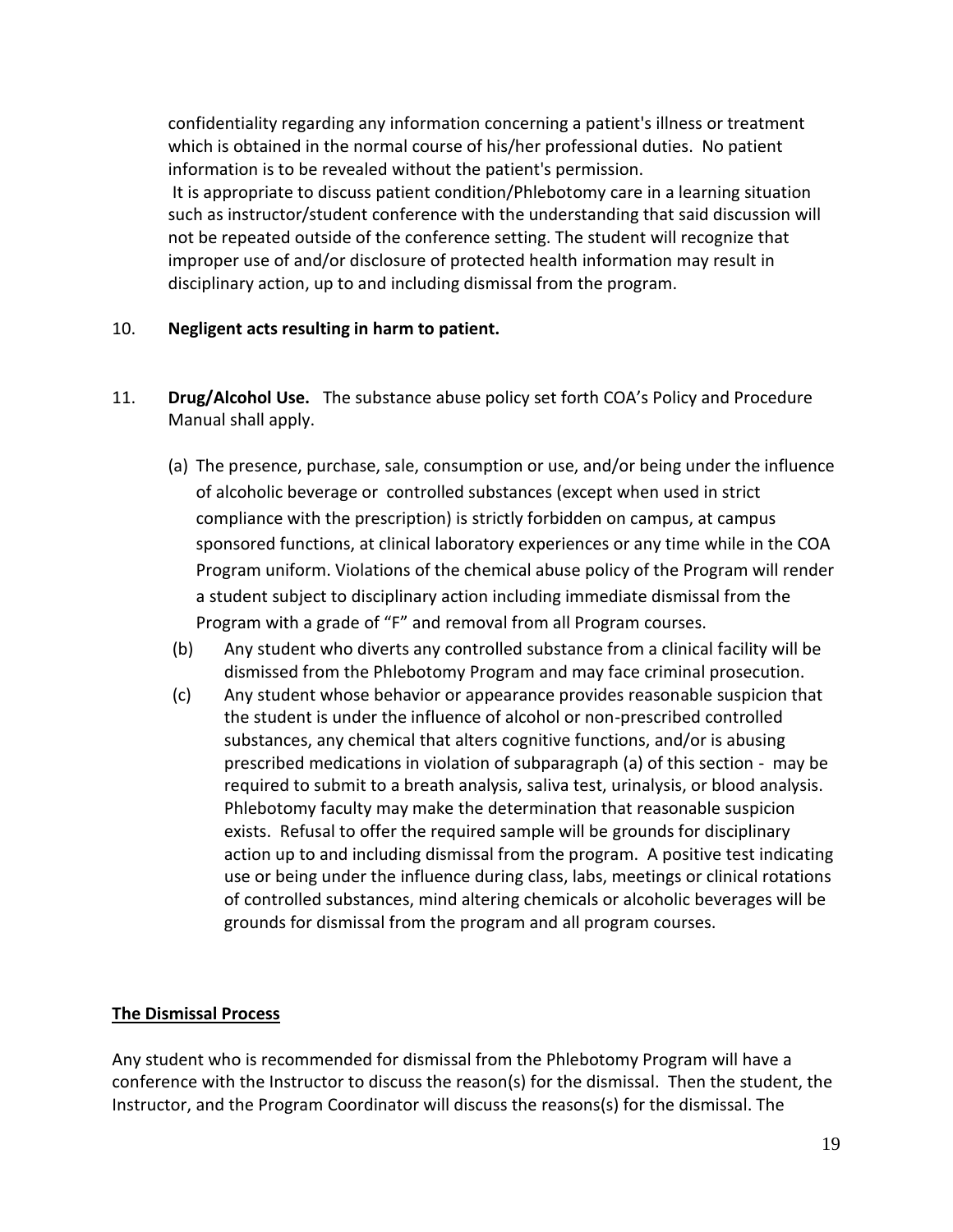confidentiality regarding any information concerning a patient's illness or treatment which is obtained in the normal course of his/her professional duties. No patient information is to be revealed without the patient's permission.

It is appropriate to discuss patient condition/Phlebotomy care in a learning situation such as instructor/student conference with the understanding that said discussion will not be repeated outside of the conference setting. The student will recognize that improper use of and/or disclosure of protected health information may result in disciplinary action, up to and including dismissal from the program.

10. **Negligent acts resulting in harm to patient.**

11. **Drug/Alcohol Use.** The substance abuse policy set forth COA's Policy and Procedure Manual shall apply.

    (a) The presence, purchase, sale, consumption or use, and/or being under the influence of alcoholic beverage or controlled substances (except when used in strict compliance with the prescription) is strictly forbidden on campus, at campus sponsored functions, at clinical laboratory experiences or any time while in the COA Program uniform. Violations of the chemical abuse policy of the Program will render a student subject to disciplinary action including immediate dismissal from the Program with a grade of "F" and removal from all Program courses.

    (b) Any student who diverts any controlled substance from a clinical facility will be dismissed from the Phlebotomy Program and may face criminal prosecution.

    (c) Any student whose behavior or appearance provides reasonable suspicion that the student is under the influence of alcohol or non-prescribed controlled substances, any chemical that alters cognitive functions, and/or is abusing prescribed medications in violation of subparagraph (a) of this section - may be required to submit to a breath analysis, saliva test, urinalysis, or blood analysis. Phlebotomy faculty may make the determination that reasonable suspicion exists. Refusal to offer the required sample will be grounds for disciplinary action up to and including dismissal from the program. A positive test indicating use or being under the influence during class, labs, meetings or clinical rotations of controlled substances, mind altering chemicals or alcoholic beverages will be grounds for dismissal from the program and all program courses.

**The Dismissal Process**

Any student who is recommended for dismissal from the Phlebotomy Program will have a conference with the Instructor to discuss the reason(s) for the dismissal. Then the student, the Instructor, and the Program Coordinator will discuss the reasons(s) for the dismissal. The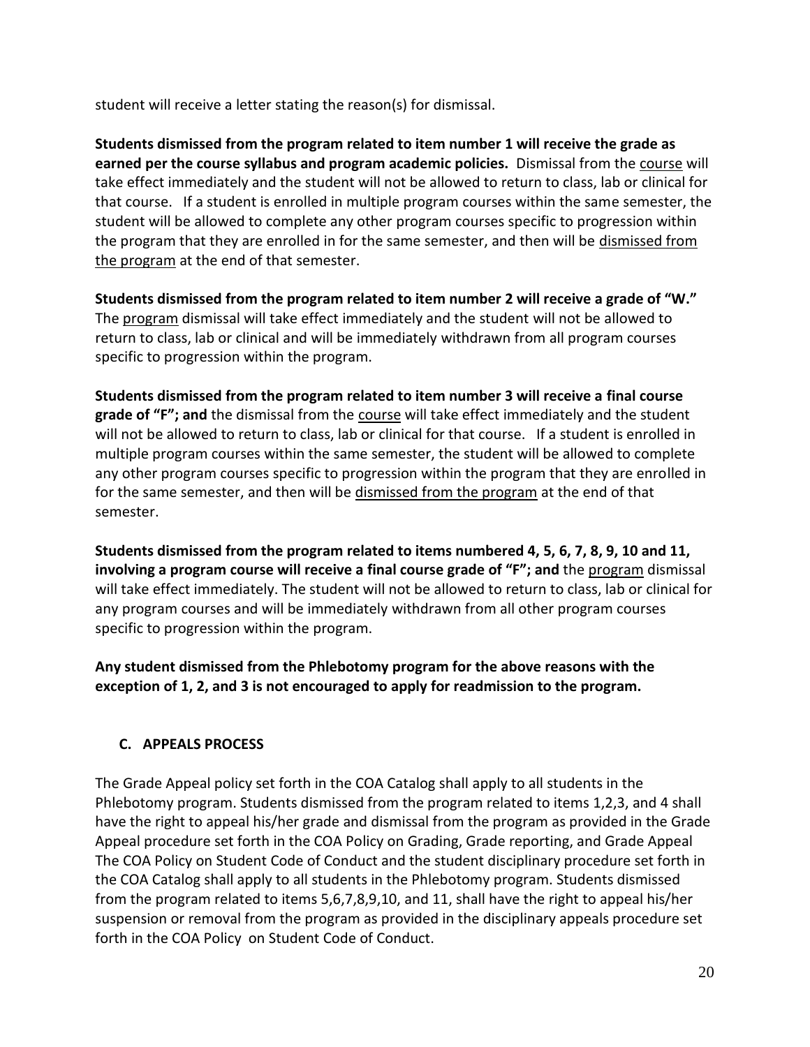student will receive a letter stating the reason(s) for dismissal.

**Students dismissed from the program related to item number 1 will receive the grade as earned per the course syllabus and program academic policies.** Dismissal from the course will take effect immediately and the student will not be allowed to return to class, lab or clinical for that course. If a student is enrolled in multiple program courses within the same semester, the student will be allowed to complete any other program courses specific to progression within the program that they are enrolled in for the same semester, and then will be dismissed from the program at the end of that semester.

**Students dismissed from the program related to item number 2 will receive a grade of "W."** The program dismissal will take effect immediately and the student will not be allowed to return to class, lab or clinical and will be immediately withdrawn from all program courses specific to progression within the program.

**Students dismissed from the program related to item number 3 will receive a final course grade of "F"; and** the dismissal from the course will take effect immediately and the student will not be allowed to return to class, lab or clinical for that course. If a student is enrolled in multiple program courses within the same semester, the student will be allowed to complete any other program courses specific to progression within the program that they are enrolled in for the same semester, and then will be dismissed from the program at the end of that semester.

**Students dismissed from the program related to items numbered 4, 5, 6, 7, 8, 9, 10 and 11, involving a program course will receive a final course grade of "F"; and** the program dismissal will take effect immediately. The student will not be allowed to return to class, lab or clinical for any program courses and will be immediately withdrawn from all other program courses specific to progression within the program.

**Any student dismissed from the Phlebotomy program for the above reasons with the exception of 1, 2, and 3 is not encouraged to apply for readmission to the program.**

### C. APPEALS PROCESS

The Grade Appeal policy set forth in the COA Catalog shall apply to all students in the Phlebotomy program. Students dismissed from the program related to items 1,2,3, and 4 shall have the right to appeal his/her grade and dismissal from the program as provided in the Grade Appeal procedure set forth in the COA Policy on Grading, Grade reporting, and Grade Appeal The COA Policy on Student Code of Conduct and the student disciplinary procedure set forth in the COA Catalog shall apply to all students in the Phlebotomy program. Students dismissed from the program related to items 5,6,7,8,9,10, and 11, shall have the right to appeal his/her suspension or removal from the program as provided in the disciplinary appeals procedure set forth in the COA Policy on Student Code of Conduct.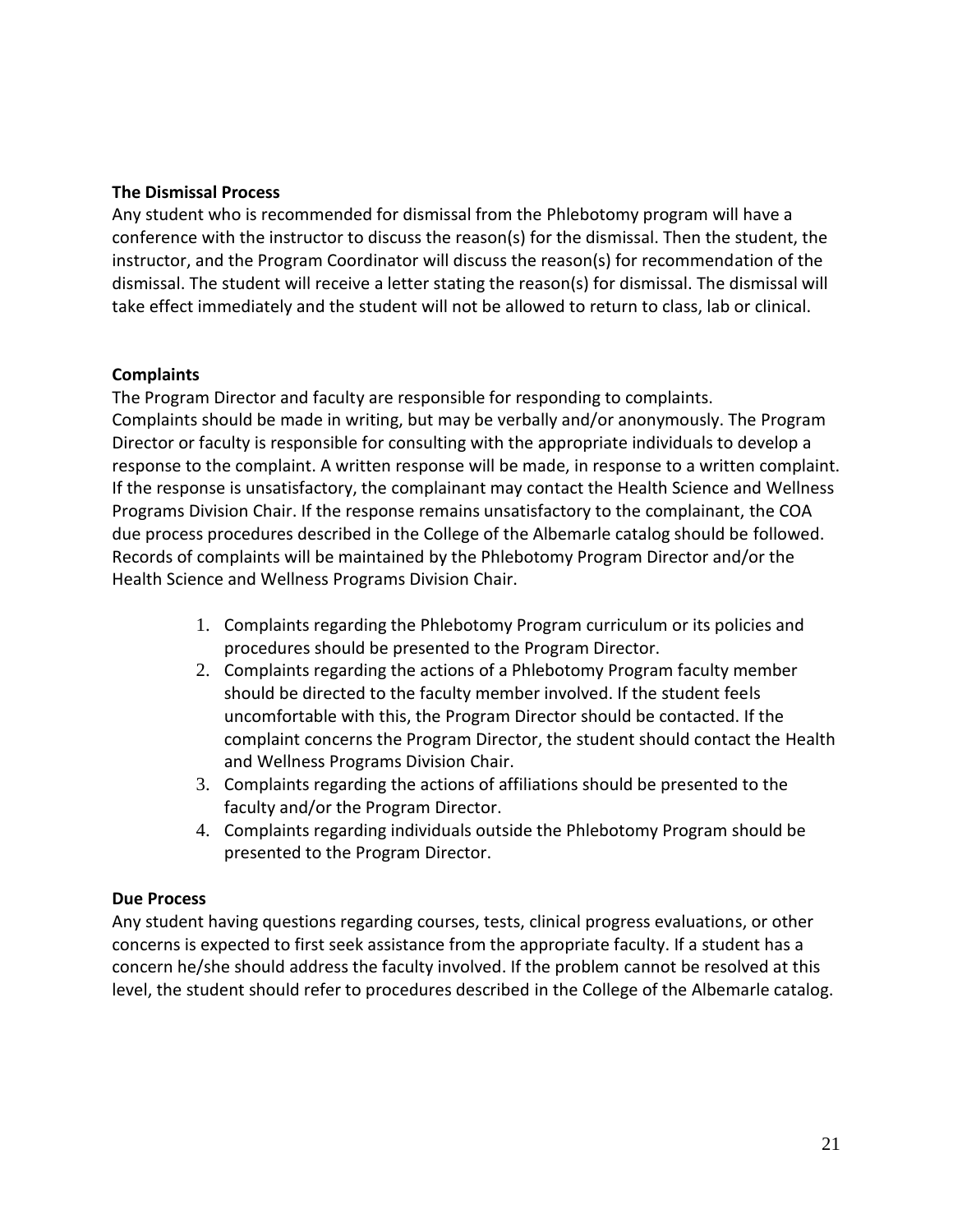**The Dismissal Process**

Any student who is recommended for dismissal from the Phlebotomy program will have a conference with the instructor to discuss the reason(s) for the dismissal. Then the student, the instructor, and the Program Coordinator will discuss the reason(s) for recommendation of the dismissal. The student will receive a letter stating the reason(s) for dismissal. The dismissal will take effect immediately and the student will not be allowed to return to class, lab or clinical.

**Complaints**

The Program Director and faculty are responsible for responding to complaints. Complaints should be made in writing, but may be verbally and/or anonymously. The Program Director or faculty is responsible for consulting with the appropriate individuals to develop a response to the complaint. A written response will be made, in response to a written complaint. If the response is unsatisfactory, the complainant may contact the Health Science and Wellness Programs Division Chair. If the response remains unsatisfactory to the complainant, the COA due process procedures described in the College of the Albemarle catalog should be followed. Records of complaints will be maintained by the Phlebotomy Program Director and/or the Health Science and Wellness Programs Division Chair.

1. Complaints regarding the Phlebotomy Program curriculum or its policies and procedures should be presented to the Program Director.
2. Complaints regarding the actions of a Phlebotomy Program faculty member should be directed to the faculty member involved. If the student feels uncomfortable with this, the Program Director should be contacted. If the complaint concerns the Program Director, the student should contact the Health and Wellness Programs Division Chair.
3. Complaints regarding the actions of affiliations should be presented to the faculty and/or the Program Director.
4. Complaints regarding individuals outside the Phlebotomy Program should be presented to the Program Director.

**Due Process**

Any student having questions regarding courses, tests, clinical progress evaluations, or other concerns is expected to first seek assistance from the appropriate faculty. If a student has a concern he/she should address the faculty involved. If the problem cannot be resolved at this level, the student should refer to procedures described in the College of the Albemarle catalog.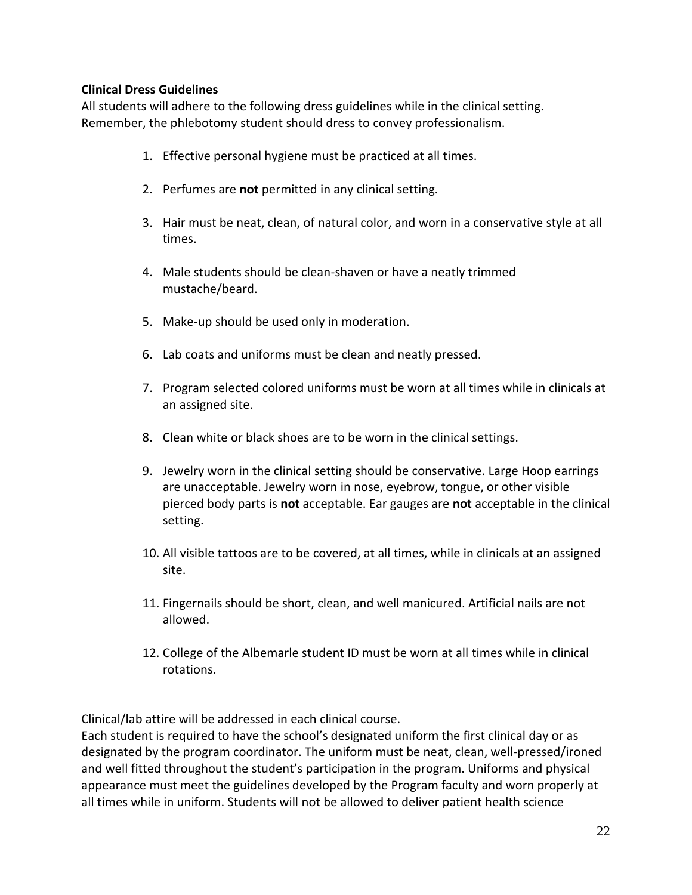**Clinical Dress Guidelines**

All students will adhere to the following dress guidelines while in the clinical setting. Remember, the phlebotomy student should dress to convey professionalism.

1. Effective personal hygiene must be practiced at all times.
2. Perfumes are **not** permitted in any clinical setting.
3. Hair must be neat, clean, of natural color, and worn in a conservative style at all times.
4. Male students should be clean-shaven or have a neatly trimmed mustache/beard.
5. Make-up should be used only in moderation.
6. Lab coats and uniforms must be clean and neatly pressed.
7. Program selected colored uniforms must be worn at all times while in clinicals at an assigned site.
8. Clean white or black shoes are to be worn in the clinical settings.
9. Jewelry worn in the clinical setting should be conservative. Large Hoop earrings are unacceptable. Jewelry worn in nose, eyebrow, tongue, or other visible pierced body parts is **not** acceptable. Ear gauges are **not** acceptable in the clinical setting.
10. All visible tattoos are to be covered, at all times, while in clinicals at an assigned site.
11. Fingernails should be short, clean, and well manicured. Artificial nails are not allowed.
12. College of the Albemarle student ID must be worn at all times while in clinical rotations.

Clinical/lab attire will be addressed in each clinical course.
Each student is required to have the school's designated uniform the first clinical day or as designated by the program coordinator. The uniform must be neat, clean, well-pressed/ironed and well fitted throughout the student's participation in the program. Uniforms and physical appearance must meet the guidelines developed by the Program faculty and worn properly at all times while in uniform. Students will not be allowed to deliver patient health science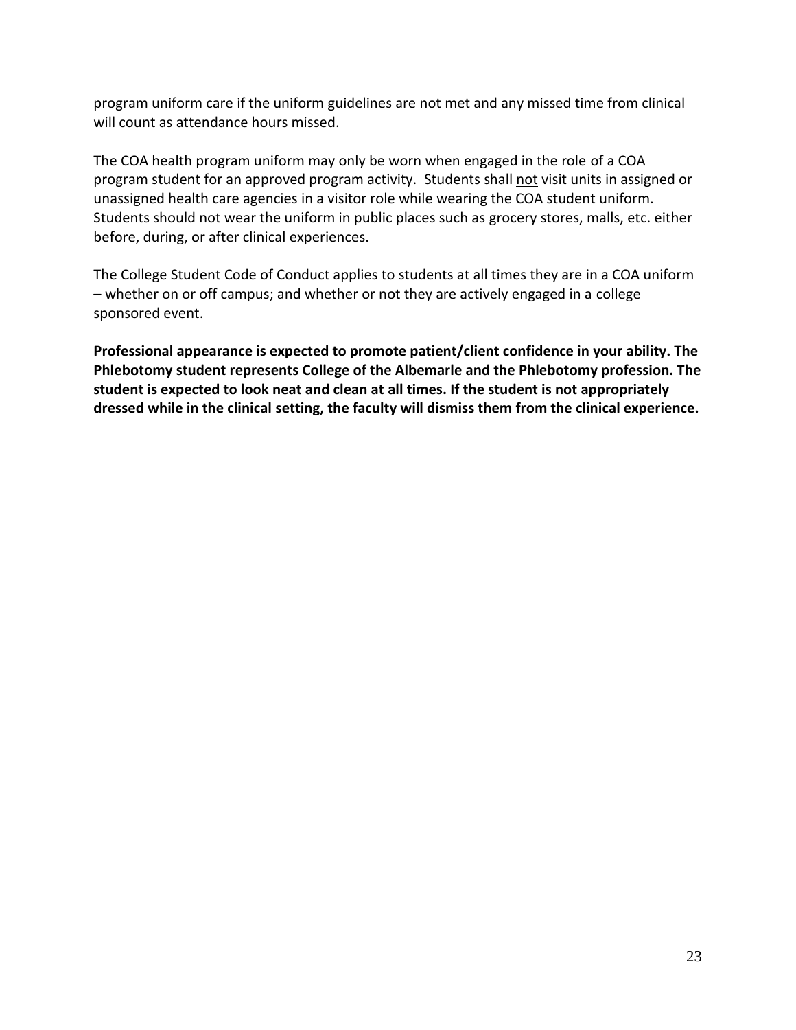program uniform care if the uniform guidelines are not met and any missed time from clinical will count as attendance hours missed.

The COA health program uniform may only be worn when engaged in the role of a COA program student for an approved program activity. Students shall <u>not</u> visit units in assigned or unassigned health care agencies in a visitor role while wearing the COA student uniform. Students should not wear the uniform in public places such as grocery stores, malls, etc. either before, during, or after clinical experiences.

The College Student Code of Conduct applies to students at all times they are in a COA uniform – whether on or off campus; and whether or not they are actively engaged in a college sponsored event.

**Professional appearance is expected to promote patient/client confidence in your ability. The Phlebotomy student represents College of the Albemarle and the Phlebotomy profession. The student is expected to look neat and clean at all times. If the student is not appropriately dressed while in the clinical setting, the faculty will dismiss them from the clinical experience.**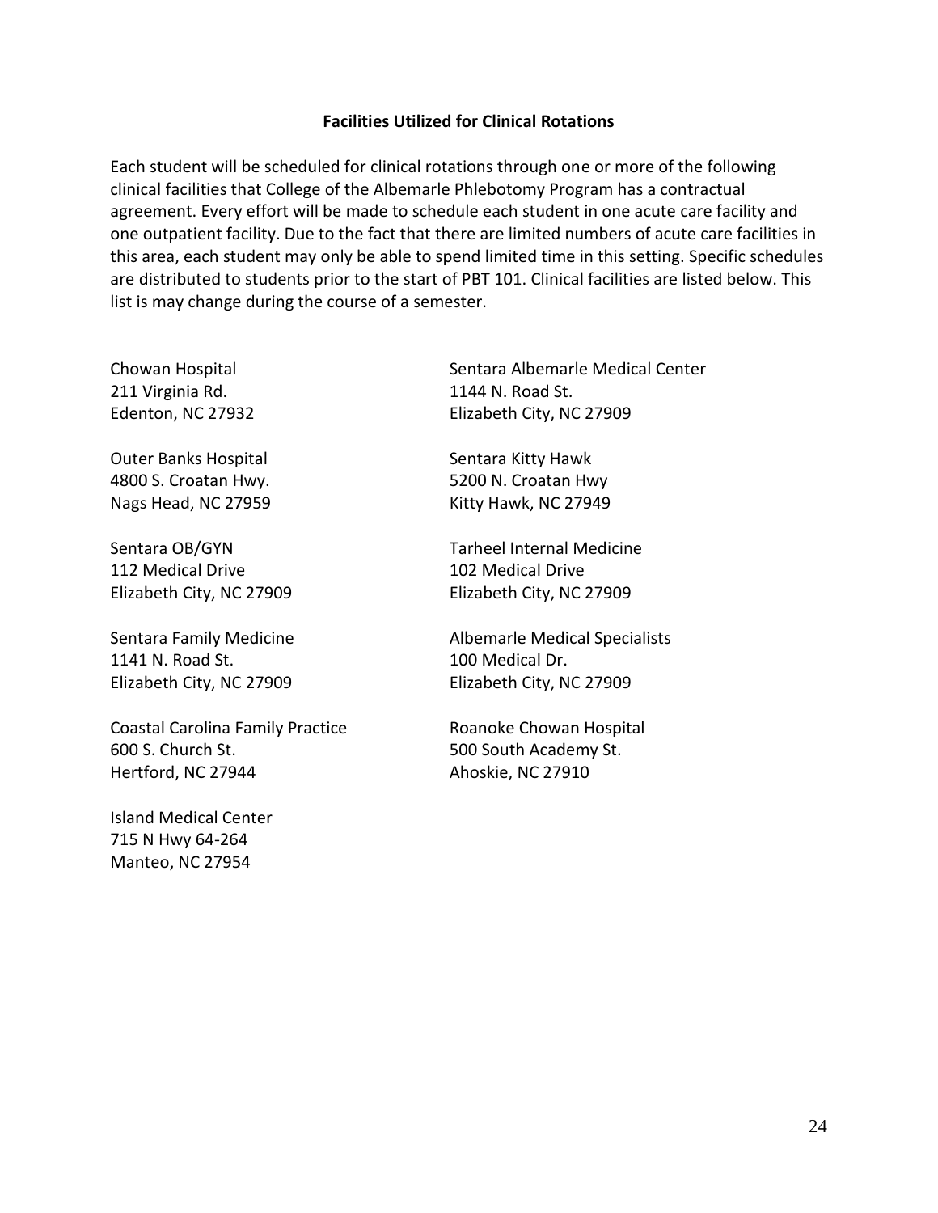## Facilities Utilized for Clinical Rotations

Each student will be scheduled for clinical rotations through one or more of the following clinical facilities that College of the Albemarle Phlebotomy Program has a contractual agreement. Every effort will be made to schedule each student in one acute care facility and one outpatient facility. Due to the fact that there are limited numbers of acute care facilities in this area, each student may only be able to spend limited time in this setting. Specific schedules are distributed to students prior to the start of PBT 101. Clinical facilities are listed below. This list is may change during the course of a semester.

Chowan Hospital
211 Virginia Rd.
Edenton, NC 27932

Outer Banks Hospital
4800 S. Croatan Hwy.
Nags Head, NC 27959

Sentara OB/GYN
112 Medical Drive
Elizabeth City, NC 27909

Sentara Family Medicine
1141 N. Road St.
Elizabeth City, NC 27909

Coastal Carolina Family Practice
600 S. Church St.
Hertford, NC 27944

Island Medical Center
715 N Hwy 64-264
Manteo, NC 27954

Sentara Albemarle Medical Center
1144 N. Road St.
Elizabeth City, NC 27909

Sentara Kitty Hawk
5200 N. Croatan Hwy
Kitty Hawk, NC 27949

Tarheel Internal Medicine
102 Medical Drive
Elizabeth City, NC 27909

Albemarle Medical Specialists
100 Medical Dr.
Elizabeth City, NC 27909

Roanoke Chowan Hospital
500 South Academy St.
Ahoskie, NC 27910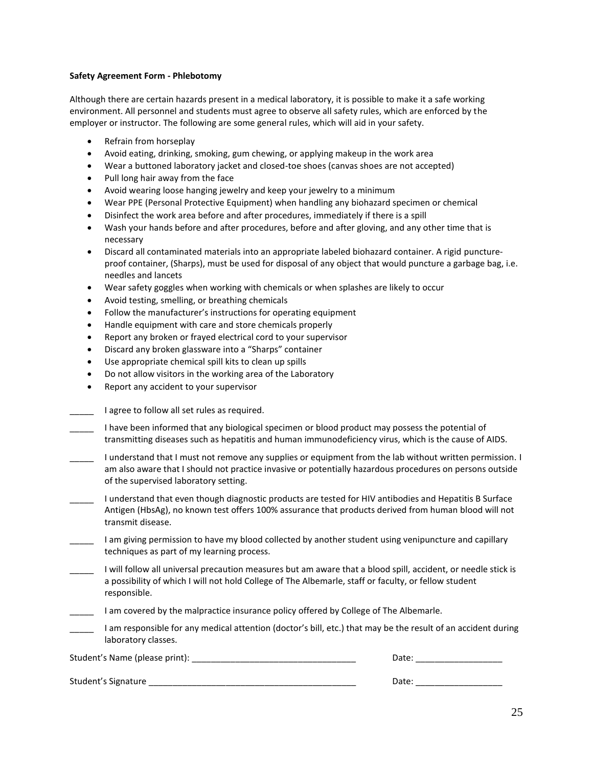**Safety Agreement Form - Phlebotomy**

Although there are certain hazards present in a medical laboratory, it is possible to make it a safe working environment. All personnel and students must agree to observe all safety rules, which are enforced by the employer or instructor. The following are some general rules, which will aid in your safety.

- Refrain from horseplay
- Avoid eating, drinking, smoking, gum chewing, or applying makeup in the work area
- Wear a buttoned laboratory jacket and closed-toe shoes (canvas shoes are not accepted)
- Pull long hair away from the face
- Avoid wearing loose hanging jewelry and keep your jewelry to a minimum
- Wear PPE (Personal Protective Equipment) when handling any biohazard specimen or chemical
- Disinfect the work area before and after procedures, immediately if there is a spill
- Wash your hands before and after procedures, before and after gloving, and any other time that is necessary
- Discard all contaminated materials into an appropriate labeled biohazard container. A rigid puncture-proof container, (Sharps), must be used for disposal of any object that would puncture a garbage bag, i.e. needles and lancets
- Wear safety goggles when working with chemicals or when splashes are likely to occur
- Avoid testing, smelling, or breathing chemicals
- Follow the manufacturer's instructions for operating equipment
- Handle equipment with care and store chemicals properly
- Report any broken or frayed electrical cord to your supervisor
- Discard any broken glassware into a "Sharps" container
- Use appropriate chemical spill kits to clean up spills
- Do not allow visitors in the working area of the Laboratory
- Report any accident to your supervisor

_____ I agree to follow all set rules as required.

_____ I have been informed that any biological specimen or blood product may possess the potential of transmitting diseases such as hepatitis and human immunodeficiency virus, which is the cause of AIDS.

_____ I understand that I must not remove any supplies or equipment from the lab without written permission. I am also aware that I should not practice invasive or potentially hazardous procedures on persons outside of the supervised laboratory setting.

_____ I understand that even though diagnostic products are tested for HIV antibodies and Hepatitis B Surface Antigen (HbsAg), no known test offers 100% assurance that products derived from human blood will not transmit disease.

_____ I am giving permission to have my blood collected by another student using venipuncture and capillary techniques as part of my learning process.

_____ I will follow all universal precaution measures but am aware that a blood spill, accident, or needle stick is a possibility of which I will not hold College of The Albemarle, staff or faculty, or fellow student responsible.

_____ I am covered by the malpractice insurance policy offered by College of The Albemarle.

_____ I am responsible for any medical attention (doctor's bill, etc.) that may be the result of an accident during laboratory classes.

Student's Name (please print): ___________________________________ Date: __________________

Student's Signature ____________________________________________ Date: __________________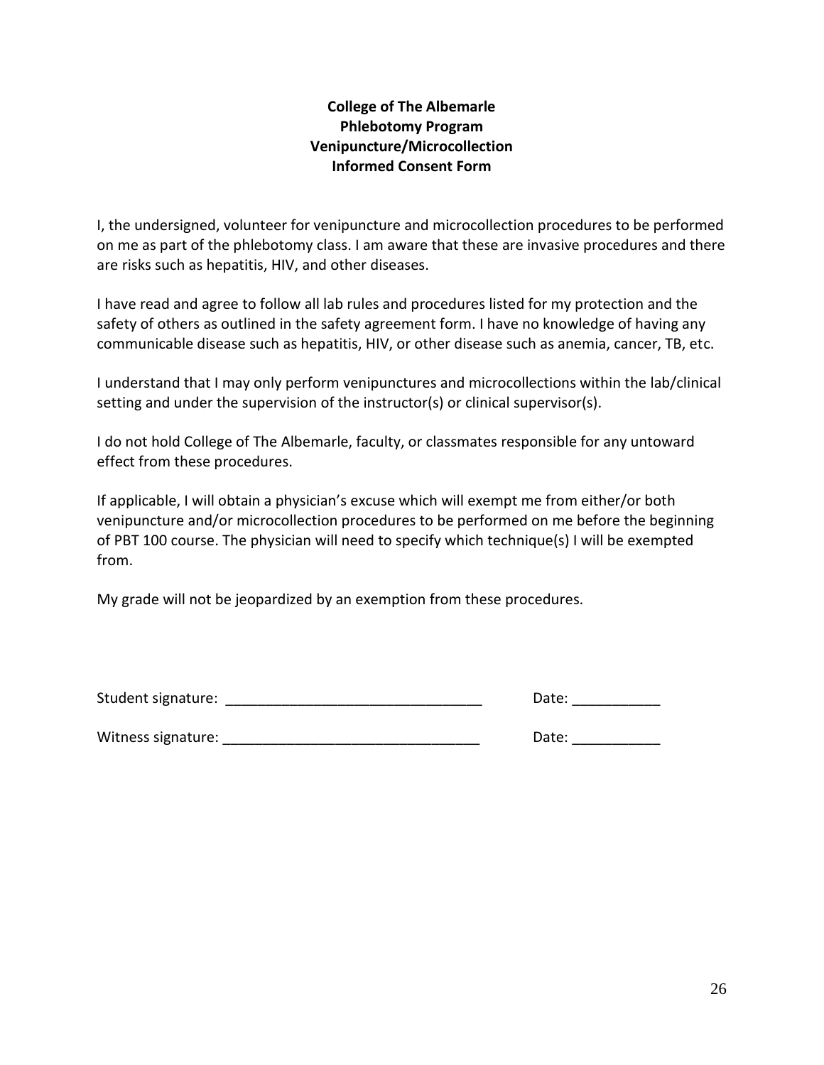**College of The Albemarle**
**Phlebotomy Program**
**Venipuncture/Microcollection**
**Informed Consent Form**

I, the undersigned, volunteer for venipuncture and microcollection procedures to be performed on me as part of the phlebotomy class. I am aware that these are invasive procedures and there are risks such as hepatitis, HIV, and other diseases.

I have read and agree to follow all lab rules and procedures listed for my protection and the safety of others as outlined in the safety agreement form. I have no knowledge of having any communicable disease such as hepatitis, HIV, or other disease such as anemia, cancer, TB, etc.

I understand that I may only perform venipunctures and microcollections within the lab/clinical setting and under the supervision of the instructor(s) or clinical supervisor(s).

I do not hold College of The Albemarle, faculty, or classmates responsible for any untoward effect from these procedures.

If applicable, I will obtain a physician's excuse which will exempt me from either/or both venipuncture and/or microcollection procedures to be performed on me before the beginning of PBT 100 course. The physician will need to specify which technique(s) I will be exempted from.

My grade will not be jeopardized by an exemption from these procedures.

Student signature: _______________________________ Date: ___________

Witness signature: _______________________________ Date: ___________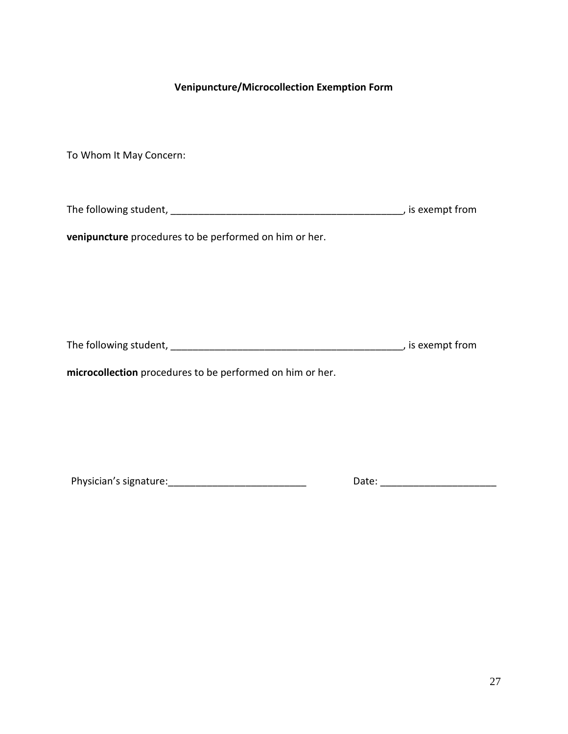### Venipuncture/Microcollection Exemption Form

To Whom It May Concern:

The following student, ___________________________________________, is exempt from **venipuncture** procedures to be performed on him or her.

The following student, ___________________________________________, is exempt from **microcollection** procedures to be performed on him or her.

Physician's signature:_________________________ Date: _____________________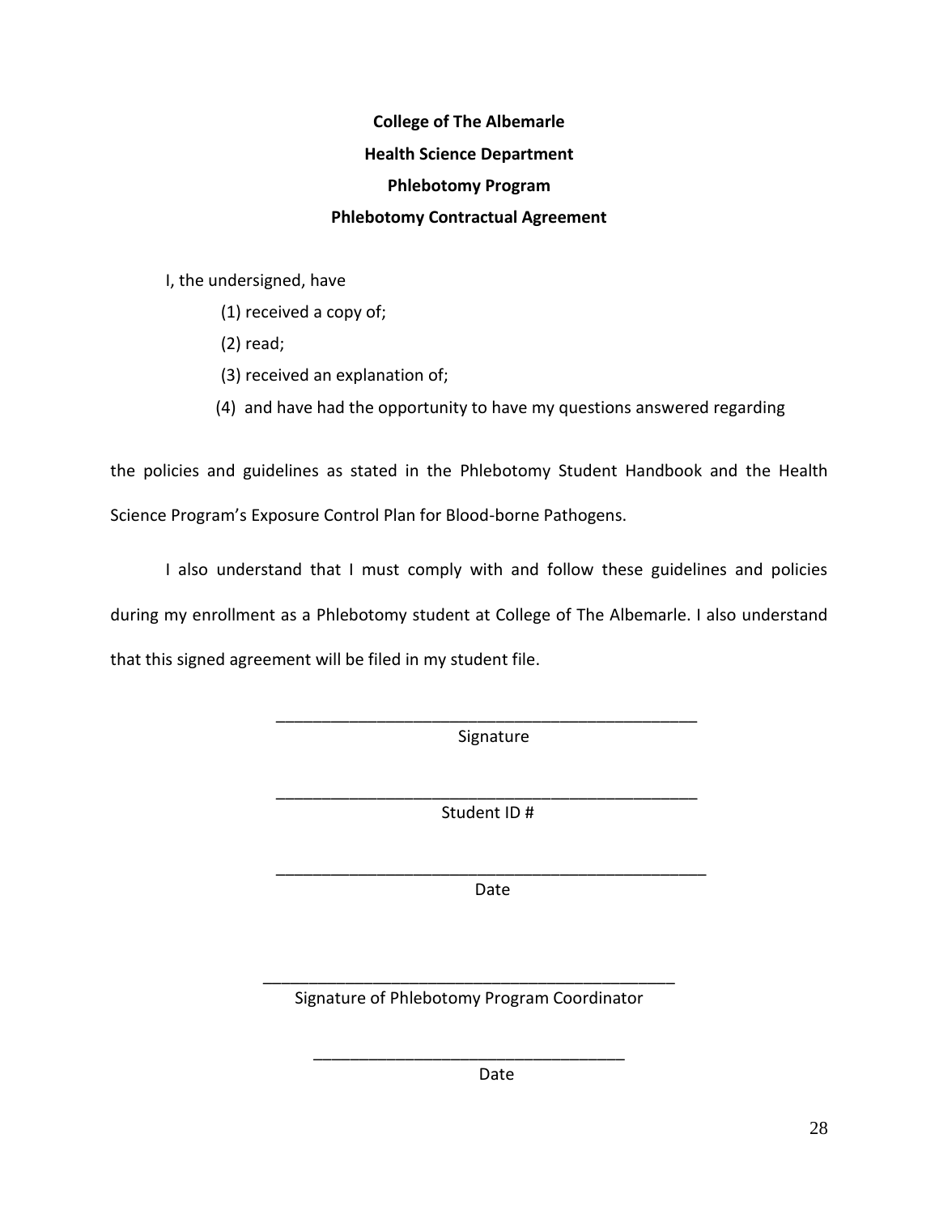**College of The Albemarle**

**Health Science Department**

**Phlebotomy Program**

**Phlebotomy Contractual Agreement**

I, the undersigned, have

(1) received a copy of;

(2) read;

(3) received an explanation of;

(4) and have had the opportunity to have my questions answered regarding

the policies and guidelines as stated in the Phlebotomy Student Handbook and the Health Science Program's Exposure Control Plan for Blood-borne Pathogens.

I also understand that I must comply with and follow these guidelines and policies during my enrollment as a Phlebotomy student at College of The Albemarle. I also understand that this signed agreement will be filed in my student file.

_______________________________________________
Signature

_______________________________________________
Student ID #

_______________________________________________
Date

_______________________________________________
Signature of Phlebotomy Program Coordinator

___________________________________
Date